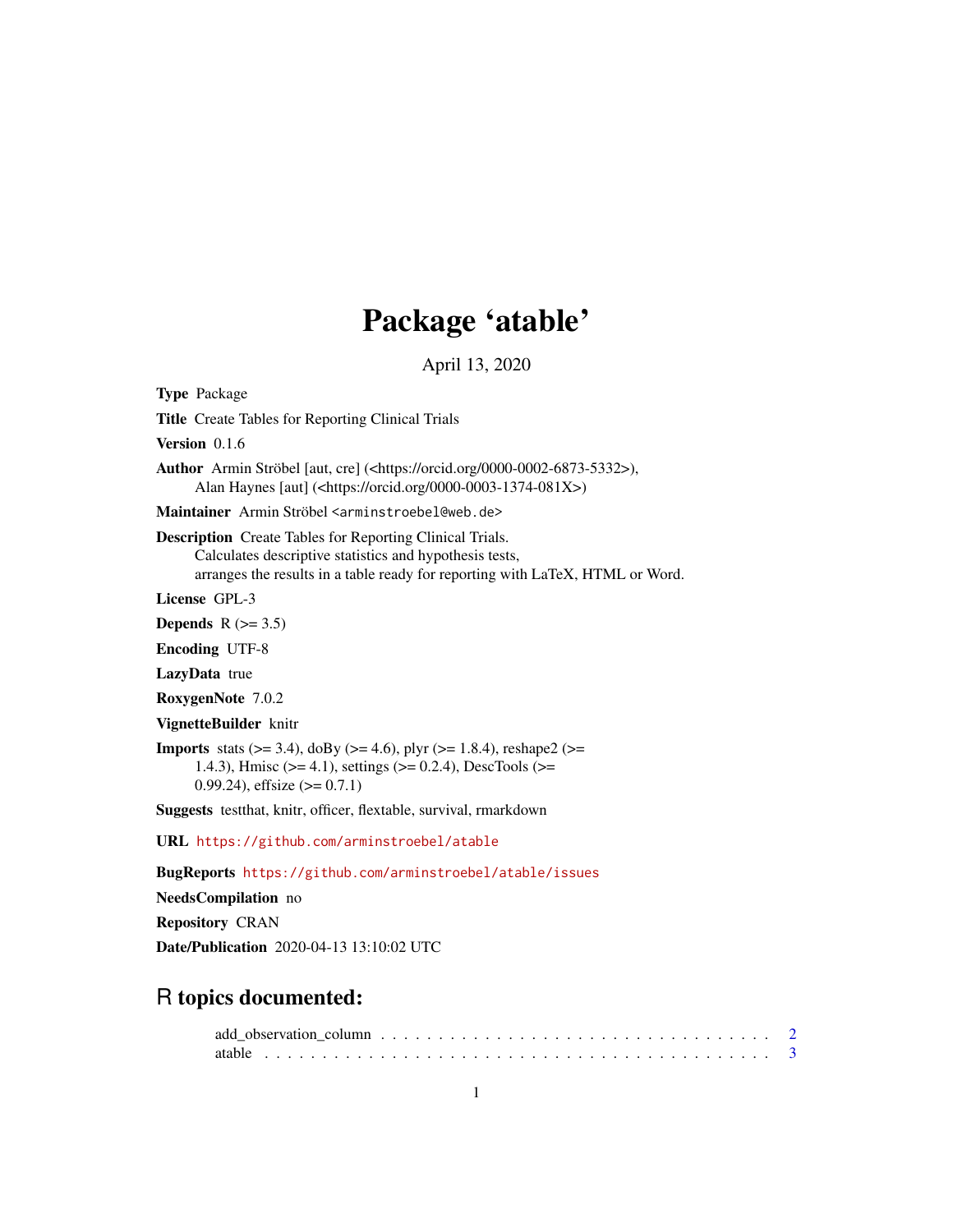# Package 'atable'

April 13, 2020

**Type** Package

**Title** Create Tables for Reporting Clinical Trials

**Version** 0.1.6

**Author** Armin Ströbel [aut, cre] (<https://orcid.org/0000-0002-6873-5332>),
Alan Haynes [aut] (<https://orcid.org/0000-0003-1374-081X>)

**Maintainer** Armin Ströbel <arminstroebel@web.de>

**Description** Create Tables for Reporting Clinical Trials.
Calculates descriptive statistics and hypothesis tests,
arranges the results in a table ready for reporting with LaTeX, HTML or Word.

**License** GPL-3

**Depends** R (>= 3.5)

**Encoding** UTF-8

**LazyData** true

**RoxygenNote** 7.0.2

**VignetteBuilder** knitr

**Imports** stats (>= 3.4), doBy (>= 4.6), plyr (>= 1.8.4), reshape2 (>= 1.4.3), Hmisc (>= 4.1), settings (>= 0.2.4), DescTools (>= 0.99.24), effsize (>= 0.7.1)

**Suggests** testthat, knitr, officer, flextable, survival, rmarkdown

**URL** https://github.com/arminstroebel/atable

**BugReports** https://github.com/arminstroebel/atable/issues

**NeedsCompilation** no

**Repository** CRAN

**Date/Publication** 2020-04-13 13:10:02 UTC

## R topics documented:

add_observation_column . . . . . . . . . . . . . . . . . . . . . . . . . . . . . . . . . . 2
atable . . . . . . . . . . . . . . . . . . . . . . . . . . . . . . . . . . . . . . . . . . . 3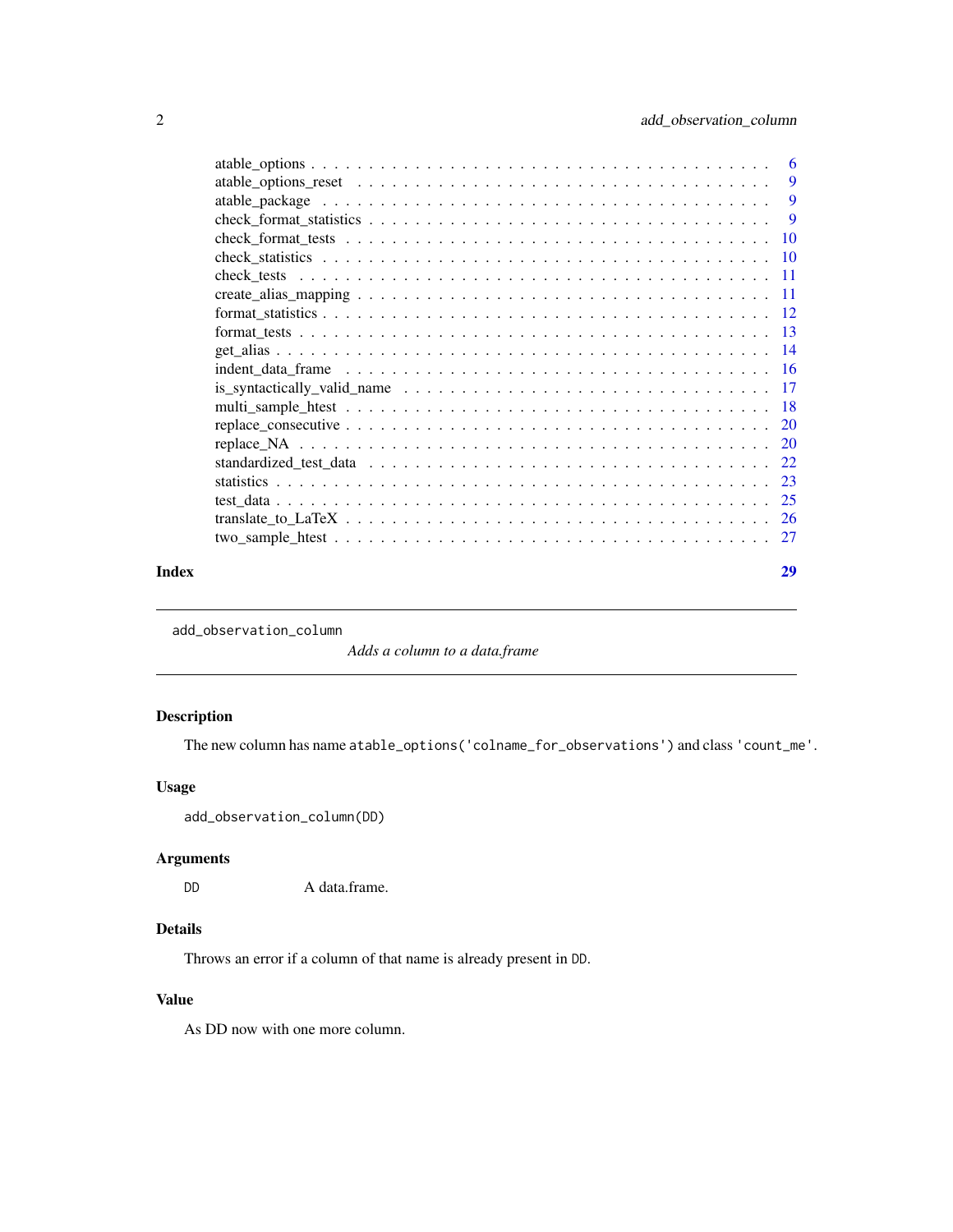| | |
|---|---|
| atable_options | 6 |
| atable_options_reset | 9 |
| atable_package | 9 |
| check_format_statistics | 9 |
| check_format_tests | 10 |
| check_statistics | 10 |
| check_tests | 11 |
| create_alias_mapping | 11 |
| format_statistics | 12 |
| format_tests | 13 |
| get_alias | 14 |
| indent_data_frame | 16 |
| is_syntactically_valid_name | 17 |
| multi_sample_htest | 18 |
| replace_consecutive | 20 |
| replace_NA | 20 |
| standardized_test_data | 22 |
| statistics | 23 |
| test_data | 25 |
| translate_to_LaTeX | 26 |
| two_sample_htest | 27 |

**Index** **29**

---

`add_observation_column` *Adds a column to a data.frame*

---

## Description

The new column has name `atable_options('colname_for_observations')` and class `'count_me'`.

## Usage

```
add_observation_column(DD)
```

## Arguments

| | |
|---|---|
| `DD` | A data.frame. |

## Details

Throws an error if a column of that name is already present in `DD`.

## Value

As DD now with one more column.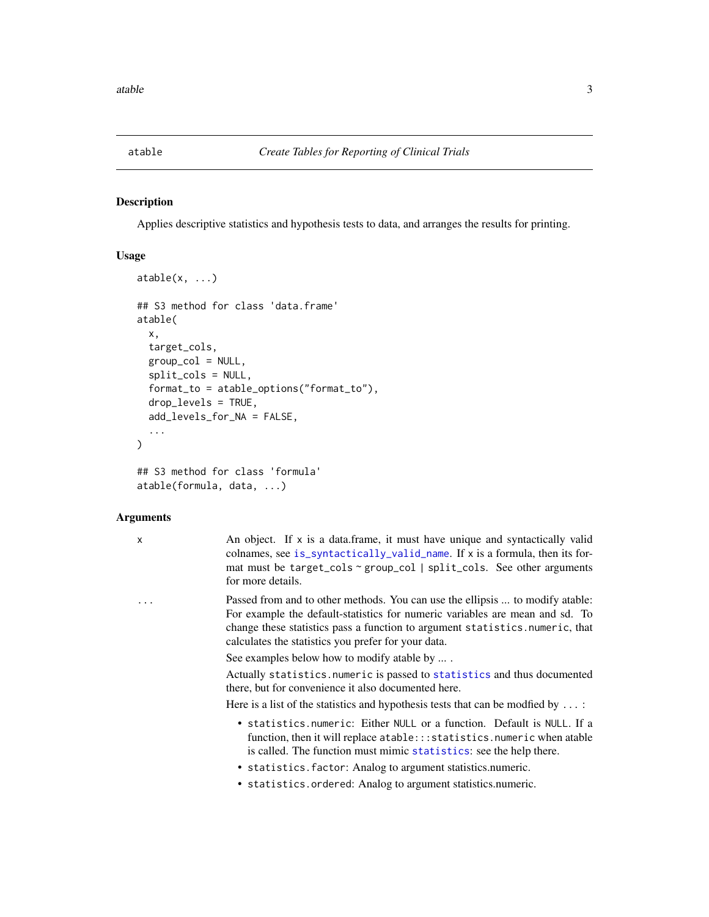atable — *Create Tables for Reporting of Clinical Trials*

### Description

Applies descriptive statistics and hypothesis tests to data, and arranges the results for printing.

### Usage

```
atable(x, ...)

## S3 method for class 'data.frame'
atable(
  x,
  target_cols,
  group_col = NULL,
  split_cols = NULL,
  format_to = atable_options("format_to"),
  drop_levels = TRUE,
  add_levels_for_NA = FALSE,
  ...
)

## S3 method for class 'formula'
atable(formula, data, ...)
```

### Arguments

`x` — An object. If `x` is a data.frame, it must have unique and syntactically valid colnames, see `is_syntactically_valid_name`. If `x` is a formula, then its format must be `target_cols ~ group_col | split_cols`. See other arguments for more details.

`...` — Passed from and to other methods. You can use the ellipsis ... to modify atable: For example the default-statistics for numeric variables are mean and sd. To change these statistics pass a function to argument `statistics.numeric`, that calculates the statistics you prefer for your data.

See examples below how to modify atable by ... .

Actually `statistics.numeric` is passed to `statistics` and thus documented there, but for convenience it also documented here.

Here is a list of the statistics and hypothesis tests that can be modfied by `...` :

- `statistics.numeric`: Either `NULL` or a function. Default is `NULL`. If a function, then it will replace `atable:::statistics.numeric` when atable is called. The function must mimic `statistics`: see the help there.
- `statistics.factor`: Analog to argument statistics.numeric.
- `statistics.ordered`: Analog to argument statistics.numeric.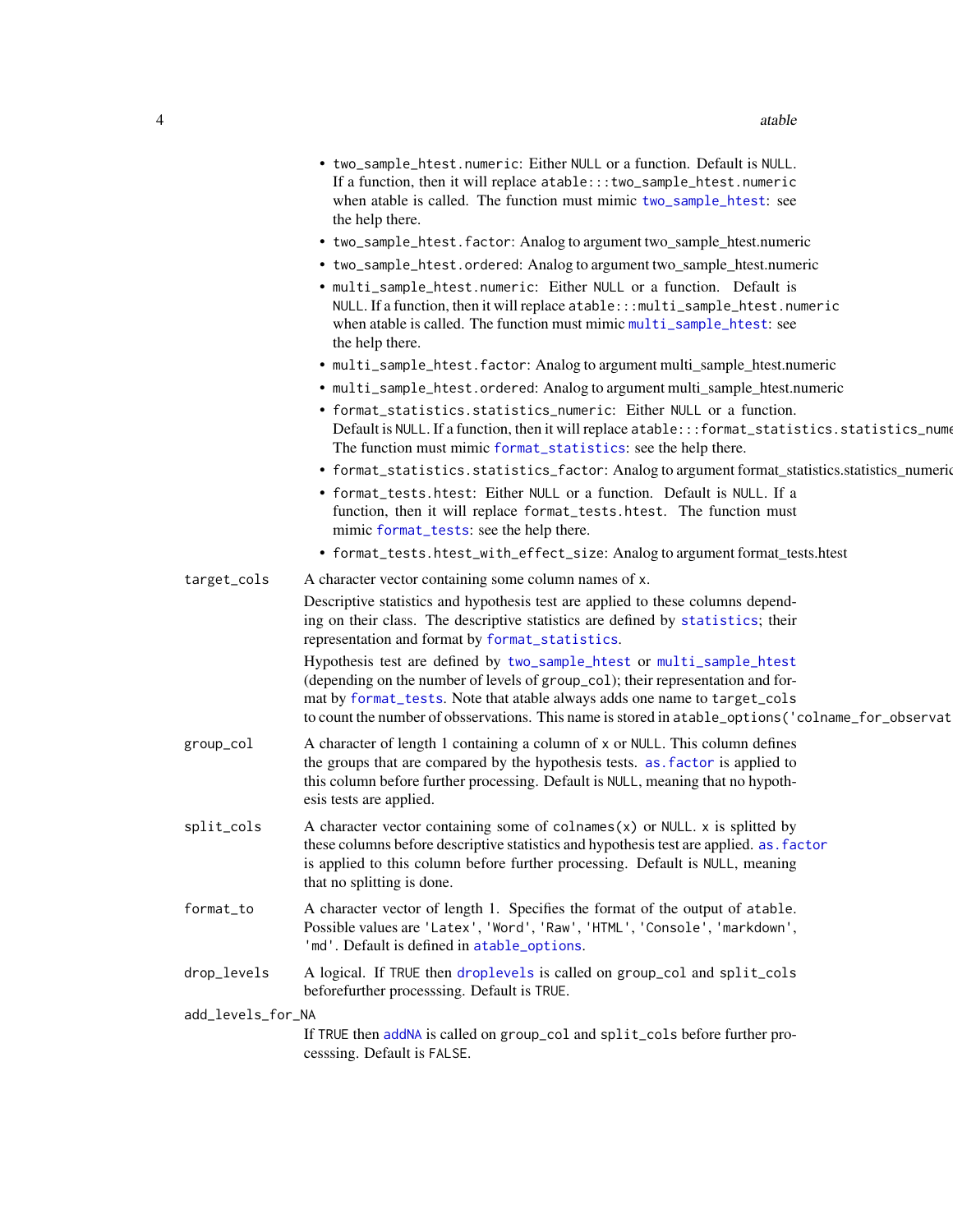- `two_sample_htest.numeric`: Either `NULL` or a function. Default is `NULL`. If a function, then it will replace `atable:::two_sample_htest.numeric` when atable is called. The function must mimic `two_sample_htest`: see the help there.
- `two_sample_htest.factor`: Analog to argument two_sample_htest.numeric
- `two_sample_htest.ordered`: Analog to argument two_sample_htest.numeric
- `multi_sample_htest.numeric`: Either `NULL` or a function. Default is `NULL`. If a function, then it will replace `atable:::multi_sample_htest.numeric` when atable is called. The function must mimic `multi_sample_htest`: see the help there.
- `multi_sample_htest.factor`: Analog to argument multi_sample_htest.numeric
- `multi_sample_htest.ordered`: Analog to argument multi_sample_htest.numeric
- `format_statistics.statistics_numeric`: Either `NULL` or a function. Default is `NULL`. If a function, then it will replace `atable:::format_statistics.statistics_nume` The function must mimic `format_statistics`: see the help there.
- `format_statistics.statistics_factor`: Analog to argument format_statistics.statistics_numeric
- `format_tests.htest`: Either `NULL` or a function. Default is `NULL`. If a function, then it will replace `format_tests.htest`. The function must mimic `format_tests`: see the help there.
- `format_tests.htest_with_effect_size`: Analog to argument format_tests.htest

**target_cols** A character vector containing some column names of `x`.

Descriptive statistics and hypothesis test are applied to these columns depending on their class. The descriptive statistics are defined by `statistics`; their representation and format by `format_statistics`.

Hypothesis test are defined by `two_sample_htest` or `multi_sample_htest` (depending on the number of levels of `group_col`); their representation and format by `format_tests`. Note that atable always adds one name to `target_cols` to count the number of obsservations. This name is stored in `atable_options('colname_for_observat`

**group_col** A character of length 1 containing a column of `x` or `NULL`. This column defines the groups that are compared by the hypothesis tests. `as.factor` is applied to this column before further processing. Default is `NULL`, meaning that no hypothesis tests are applied.

**split_cols** A character vector containing some of `colnames(x)` or `NULL`. `x` is splitted by these columns before descriptive statistics and hypothesis test are applied. `as.factor` is applied to this column before further processing. Default is `NULL`, meaning that no splitting is done.

**format_to** A character vector of length 1. Specifies the format of the output of `atable`. Possible values are `'Latex'`, `'Word'`, `'Raw'`, `'HTML'`, `'Console'`, `'markdown'`, `'md'`. Default is defined in `atable_options`.

**drop_levels** A logical. If `TRUE` then `droplevels` is called on `group_col` and `split_cols` beforefurther processsing. Default is `TRUE`.

**add_levels_for_NA**
If `TRUE` then `addNA` is called on `group_col` and `split_cols` before further processsing. Default is `FALSE`.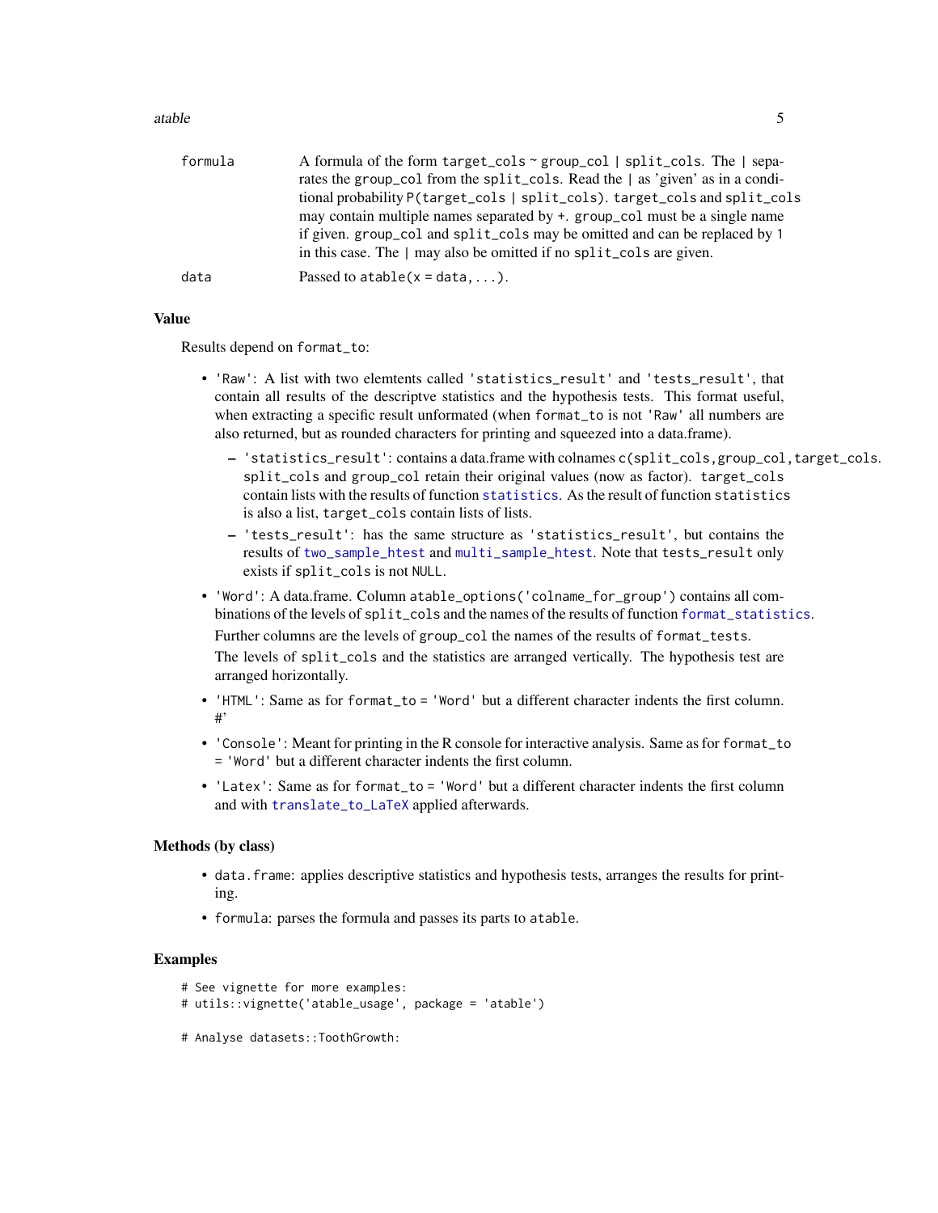| | |
|---|---|
| `formula` | A formula of the form `target_cols ~ group_col | split_cols`. The `|` separates the `group_col` from the `split_cols`. Read the `|` as 'given' as in a conditional probability `P(target_cols | split_cols)`. `target_cols` and `split_cols` may contain multiple names separated by `+`. `group_col` must be a single name if given. `group_col` and `split_cols` may be omitted and can be replaced by `1` in this case. The `|` may also be omitted if no `split_cols` are given. |
| `data` | Passed to `atable(x = data, ...)`. |

## Value

Results depend on `format_to`:

- `'Raw'`: A list with two elemtents called `'statistics_result'` and `'tests_result'`, that contain all results of the descriptve statistics and the hypothesis tests. This format useful, when extracting a specific result unformated (when `format_to` is not `'Raw'` all numbers are also returned, but as rounded characters for printing and squeezed into a data.frame).
  - `'statistics_result'`: contains a data.frame with colnames `c(split_cols, group_col, target_cols`. `split_cols` and `group_col` retain their original values (now as factor). `target_cols` contain lists with the results of function `statistics`. As the result of function `statistics` is also a list, `target_cols` contain lists of lists.
  - `'tests_result'`: has the same structure as `'statistics_result'`, but contains the results of `two_sample_htest` and `multi_sample_htest`. Note that `tests_result` only exists if `split_cols` is not `NULL`.
- `'Word'`: A data.frame. Column `atable_options('colname_for_group')` contains all combinations of the levels of `split_cols` and the names of the results of function `format_statistics`.

  Further columns are the levels of `group_col` the names of the results of `format_tests`.

  The levels of `split_cols` and the statistics are arranged vertically. The hypothesis test are arranged horizontally.
- `'HTML'`: Same as for `format_to = 'Word'` but a different character indents the first column. #'
- `'Console'`: Meant for printing in the R console for interactive analysis. Same as for `format_to = 'Word'` but a different character indents the first column.
- `'Latex'`: Same as for `format_to = 'Word'` but a different character indents the first column and with `translate_to_LaTeX` applied afterwards.

## Methods (by class)

- `data.frame`: applies descriptive statistics and hypothesis tests, arranges the results for printing.
- `formula`: parses the formula and passes its parts to `atable`.

## Examples

```
# See vignette for more examples:
# utils::vignette('atable_usage', package = 'atable')

# Analyse datasets::ToothGrowth:
```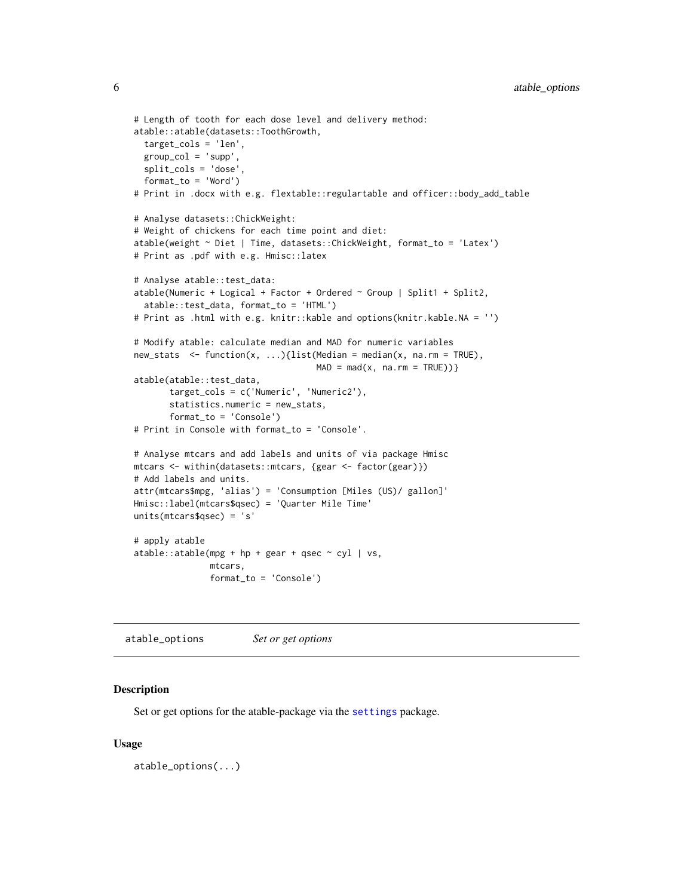```
# Length of tooth for each dose level and delivery method:
atable::atable(datasets::ToothGrowth,
  target_cols = 'len',
  group_col = 'supp',
  split_cols = 'dose',
  format_to = 'Word')
# Print in .docx with e.g. flextable::regulartable and officer::body_add_table

# Analyse datasets::ChickWeight:
# Weight of chickens for each time point and diet:
atable(weight ~ Diet | Time, datasets::ChickWeight, format_to = 'Latex')
# Print as .pdf with e.g. Hmisc::latex

# Analyse atable::test_data:
atable(Numeric + Logical + Factor + Ordered ~ Group | Split1 + Split2,
  atable::test_data, format_to = 'HTML')
# Print as .html with e.g. knitr::kable and options(knitr.kable.NA = '')

# Modify atable: calculate median and MAD for numeric variables
new_stats  <- function(x, ...){list(Median = median(x, na.rm = TRUE),
                                    MAD = mad(x, na.rm = TRUE))}
atable(atable::test_data,
       target_cols = c('Numeric', 'Numeric2'),
       statistics.numeric = new_stats,
       format_to = 'Console')
# Print in Console with format_to = 'Console'.

# Analyse mtcars and add labels and units of via package Hmisc
mtcars <- within(datasets::mtcars, {gear <- factor(gear)})
# Add labels and units.
attr(mtcars$mpg, 'alias') = 'Consumption [Miles (US)/ gallon]'
Hmisc::label(mtcars$qsec) = 'Quarter Mile Time'
units(mtcars$qsec) = 's'

# apply atable
atable::atable(mpg + hp + gear + qsec ~ cyl | vs,
               mtcars,
               format_to = 'Console')
```

---

## atable_options — *Set or get options*

### Description

Set or get options for the atable-package via the settings package.

### Usage

```
atable_options(...)
```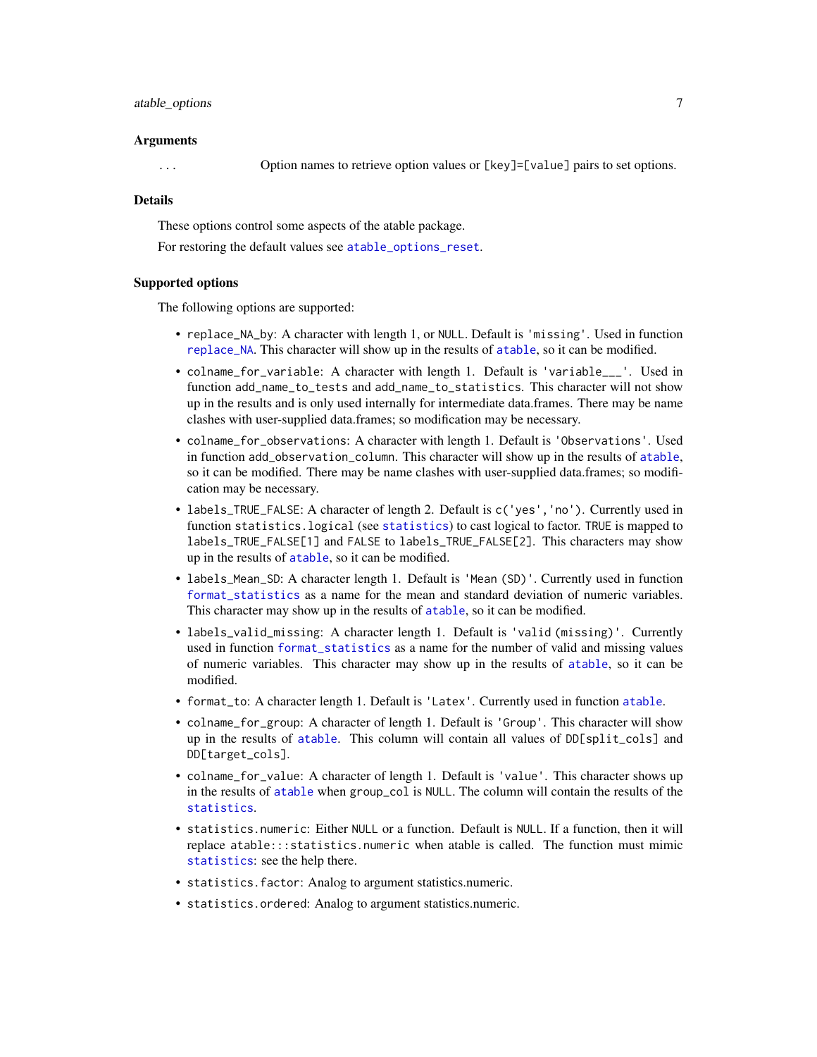## Arguments

... Option names to retrieve option values or `[key]=[value]` pairs to set options.

## Details

These options control some aspects of the atable package.

For restoring the default values see `atable_options_reset`.

## Supported options

The following options are supported:

- `replace_NA_by`: A character with length 1, or `NULL`. Default is `'missing'`. Used in function `replace_NA`. This character will show up in the results of `atable`, so it can be modified.
- `colname_for_variable`: A character with length 1. Default is `'variable___'`. Used in function `add_name_to_tests` and `add_name_to_statistics`. This character will not show up in the results and is only used internally for intermediate data.frames. There may be name clashes with user-supplied data.frames; so modification may be necessary.
- `colname_for_observations`: A character with length 1. Default is `'Observations'`. Used in function `add_observation_column`. This character will show up in the results of `atable`, so it can be modified. There may be name clashes with user-supplied data.frames; so modification may be necessary.
- `labels_TRUE_FALSE`: A character of length 2. Default is `c('yes','no')`. Currently used in function `statistics.logical` (see `statistics`) to cast logical to factor. `TRUE` is mapped to `labels_TRUE_FALSE[1]` and `FALSE` to `labels_TRUE_FALSE[2]`. This characters may show up in the results of `atable`, so it can be modified.
- `labels_Mean_SD`: A character length 1. Default is `'Mean (SD)'`. Currently used in function `format_statistics` as a name for the mean and standard deviation of numeric variables. This character may show up in the results of `atable`, so it can be modified.
- `labels_valid_missing`: A character length 1. Default is `'valid (missing)'`. Currently used in function `format_statistics` as a name for the number of valid and missing values of numeric variables. This character may show up in the results of `atable`, so it can be modified.
- `format_to`: A character length 1. Default is `'Latex'`. Currently used in function `atable`.
- `colname_for_group`: A character of length 1. Default is `'Group'`. This character will show up in the results of `atable`. This column will contain all values of `DD[split_cols]` and `DD[target_cols]`.
- `colname_for_value`: A character of length 1. Default is `'value'`. This character shows up in the results of `atable` when `group_col` is `NULL`. The column will contain the results of the `statistics`.
- `statistics.numeric`: Either `NULL` or a function. Default is `NULL`. If a function, then it will replace `atable:::statistics.numeric` when atable is called. The function must mimic `statistics`: see the help there.
- `statistics.factor`: Analog to argument statistics.numeric.
- `statistics.ordered`: Analog to argument statistics.numeric.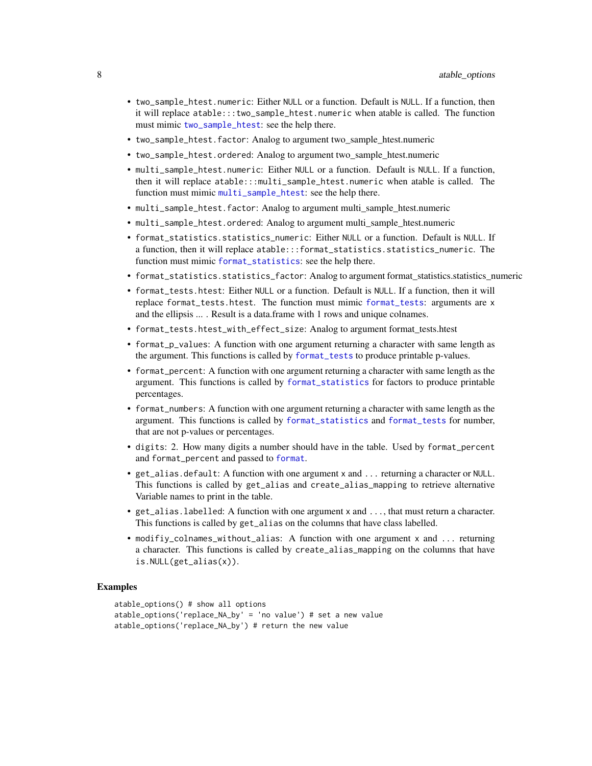- `two_sample_htest.numeric`: Either `NULL` or a function. Default is `NULL`. If a function, then it will replace `atable:::two_sample_htest.numeric` when atable is called. The function must mimic `two_sample_htest`: see the help there.
- `two_sample_htest.factor`: Analog to argument two_sample_htest.numeric
- `two_sample_htest.ordered`: Analog to argument two_sample_htest.numeric
- `multi_sample_htest.numeric`: Either `NULL` or a function. Default is `NULL`. If a function, then it will replace `atable:::multi_sample_htest.numeric` when atable is called. The function must mimic `multi_sample_htest`: see the help there.
- `multi_sample_htest.factor`: Analog to argument multi_sample_htest.numeric
- `multi_sample_htest.ordered`: Analog to argument multi_sample_htest.numeric
- `format_statistics.statistics_numeric`: Either `NULL` or a function. Default is `NULL`. If a function, then it will replace `atable:::format_statistics.statistics_numeric`. The function must mimic `format_statistics`: see the help there.
- `format_statistics.statistics_factor`: Analog to argument format_statistics.statistics_numeric
- `format_tests.htest`: Either `NULL` or a function. Default is `NULL`. If a function, then it will replace `format_tests.htest`. The function must mimic `format_tests`: arguments are `x` and the ellipsis ... . Result is a data.frame with 1 rows and unique colnames.
- `format_tests.htest_with_effect_size`: Analog to argument format_tests.htest
- `format_p_values`: A function with one argument returning a character with same length as the argument. This functions is called by `format_tests` to produce printable p-values.
- `format_percent`: A function with one argument returning a character with same length as the argument. This functions is called by `format_statistics` for factors to produce printable percentages.
- `format_numbers`: A function with one argument returning a character with same length as the argument. This functions is called by `format_statistics` and `format_tests` for number, that are not p-values or percentages.
- `digits`: 2. How many digits a number should have in the table. Used by `format_percent` and `format_percent` and passed to `format`.
- `get_alias.default`: A function with one argument `x` and `...` returning a character or `NULL`. This functions is called by `get_alias` and `create_alias_mapping` to retrieve alternative Variable names to print in the table.
- `get_alias.labelled`: A function with one argument `x` and `...`, that must return a character. This functions is called by `get_alias` on the columns that have class labelled.
- `modifiy_colnames_without_alias`: A function with one argument `x` and `...` returning a character. This functions is called by `create_alias_mapping` on the columns that have `is.NULL(get_alias(x))`.

## Examples

```
atable_options() # show all options
atable_options('replace_NA_by' = 'no value') # set a new value
atable_options('replace_NA_by') # return the new value
```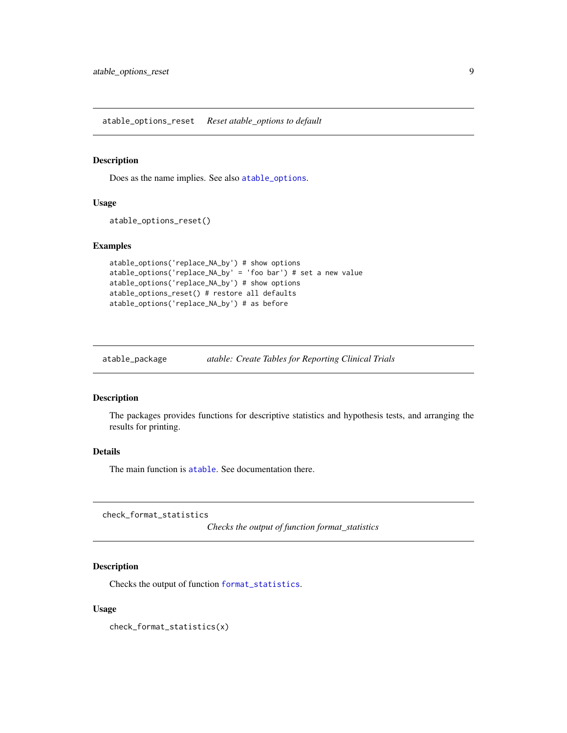## atable_options_reset *Reset atable_options to default*

### Description

Does as the name implies. See also atable_options.

### Usage

```
atable_options_reset()
```

### Examples

```
atable_options('replace_NA_by') # show options
atable_options('replace_NA_by' = 'foo bar') # set a new value
atable_options('replace_NA_by') # show options
atable_options_reset() # restore all defaults
atable_options('replace_NA_by') # as before
```

## atable_package *atable: Create Tables for Reporting Clinical Trials*

### Description

The packages provides functions for descriptive statistics and hypothesis tests, and arranging the results for printing.

### Details

The main function is atable. See documentation there.

## check_format_statistics *Checks the output of function format_statistics*

### Description

Checks the output of function format_statistics.

### Usage

```
check_format_statistics(x)
```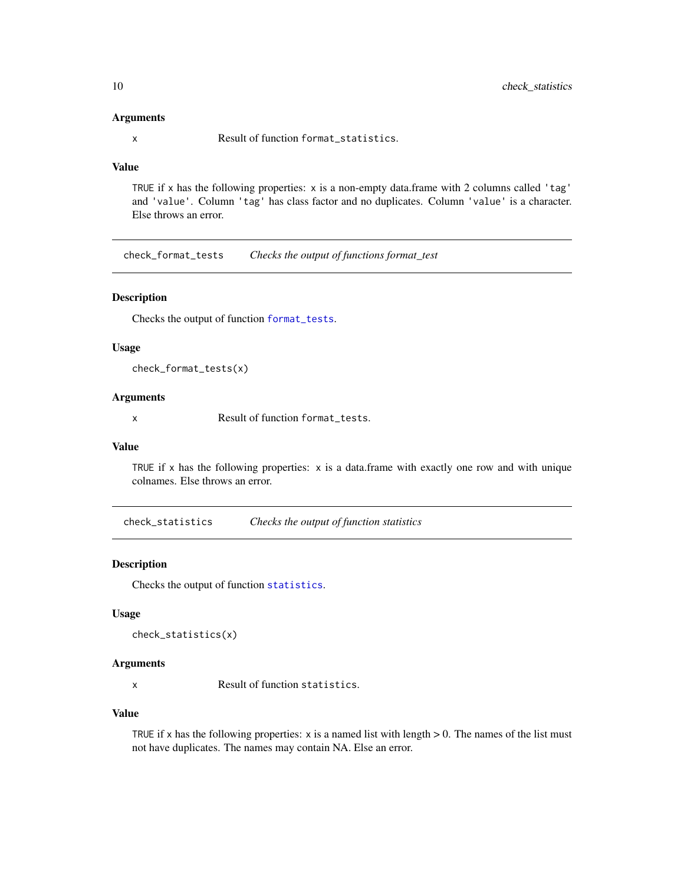### Arguments

x Result of function `format_statistics`.

### Value

`TRUE` if `x` has the following properties: `x` is a non-empty data.frame with 2 columns called `'tag'` and `'value'`. Column `'tag'` has class factor and no duplicates. Column `'value'` is a character. Else throws an error.

---

## check_format_tests *Checks the output of functions format_test*

### Description

Checks the output of function `format_tests`.

### Usage

```
check_format_tests(x)
```

### Arguments

x Result of function `format_tests`.

### Value

`TRUE` if `x` has the following properties: `x` is a data.frame with exactly one row and with unique colnames. Else throws an error.

---

## check_statistics *Checks the output of function statistics*

### Description

Checks the output of function `statistics`.

### Usage

```
check_statistics(x)
```

### Arguments

x Result of function `statistics`.

### Value

`TRUE` if `x` has the following properties: `x` is a named list with length > 0. The names of the list must not have duplicates. The names may contain NA. Else an error.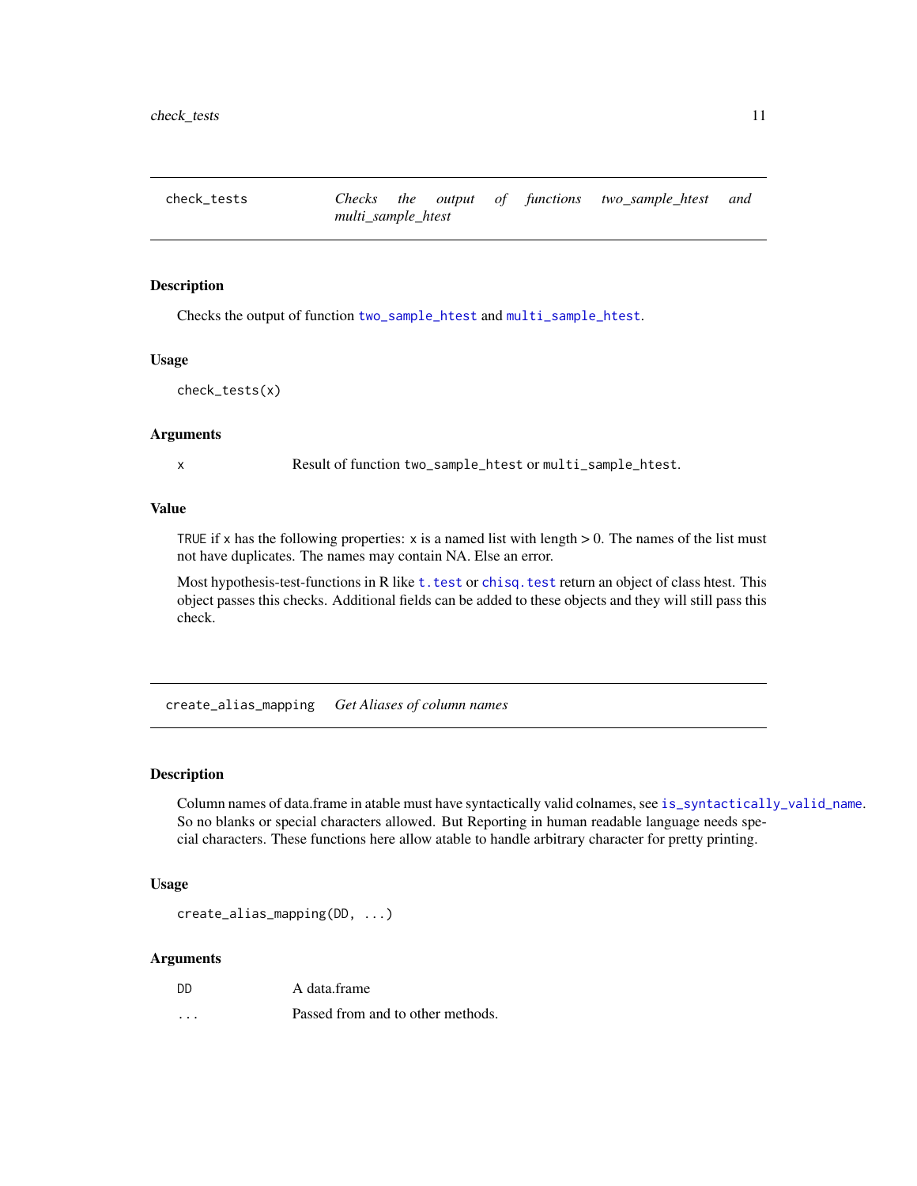## check_tests *Checks the output of functions two_sample_htest and multi_sample_htest*

### Description

Checks the output of function `two_sample_htest` and `multi_sample_htest`.

### Usage

```
check_tests(x)
```

### Arguments

| | |
|---|---|
| x | Result of function `two_sample_htest` or `multi_sample_htest`. |

### Value

`TRUE` if `x` has the following properties: `x` is a named list with length > 0. The names of the list must not have duplicates. The names may contain NA. Else an error.

Most hypothesis-test-functions in R like `t.test` or `chisq.test` return an object of class htest. This object passes this checks. Additional fields can be added to these objects and they will still pass this check.

## create_alias_mapping *Get Aliases of column names*

### Description

Column names of data.frame in atable must have syntactically valid colnames, see `is_syntactically_valid_name`. So no blanks or special characters allowed. But Reporting in human readable language needs special characters. These functions here allow atable to handle arbitrary character for pretty printing.

### Usage

```
create_alias_mapping(DD, ...)
```

### Arguments

| | |
|---|---|
| DD | A data.frame |
| ... | Passed from and to other methods. |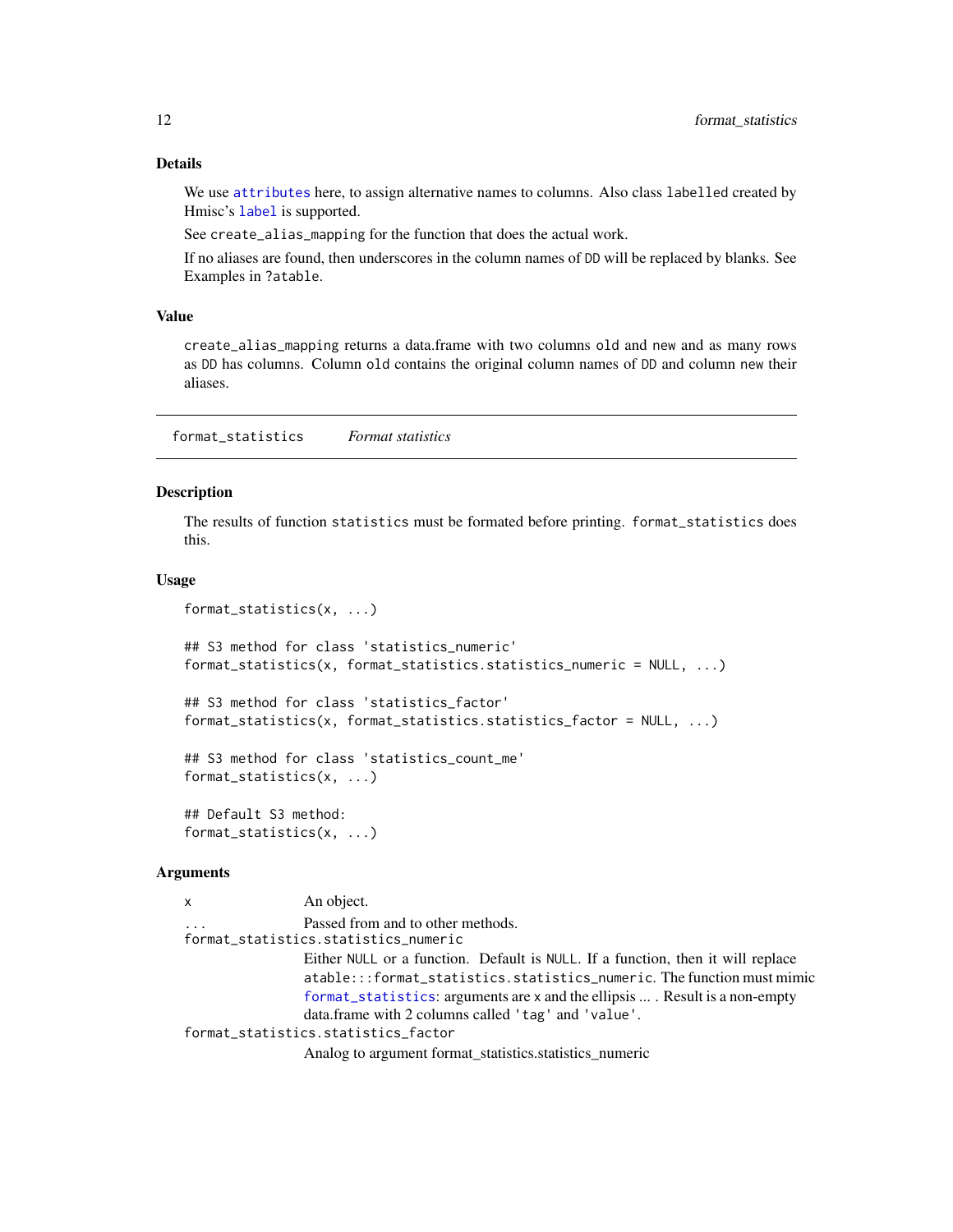### Details

We use `attributes` here, to assign alternative names to columns. Also class `labelled` created by Hmisc's `label` is supported.

See `create_alias_mapping` for the function that does the actual work.

If no aliases are found, then underscores in the column names of `DD` will be replaced by blanks. See Examples in `?atable`.

### Value

`create_alias_mapping` returns a data.frame with two columns `old` and `new` and as many rows as `DD` has columns. Column `old` contains the original column names of `DD` and column `new` their aliases.

---

## format_statistics *Format statistics*

### Description

The results of function `statistics` must be formated before printing. `format_statistics` does this.

### Usage

```
format_statistics(x, ...)

## S3 method for class 'statistics_numeric'
format_statistics(x, format_statistics.statistics_numeric = NULL, ...)

## S3 method for class 'statistics_factor'
format_statistics(x, format_statistics.statistics_factor = NULL, ...)

## S3 method for class 'statistics_count_me'
format_statistics(x, ...)

## Default S3 method:
format_statistics(x, ...)
```

### Arguments

- `x` An object.
- `...` Passed from and to other methods.
- `format_statistics.statistics_numeric` Either `NULL` or a function. Default is `NULL`. If a function, then it will replace `atable:::format_statistics.statistics_numeric`. The function must mimic `format_statistics`: arguments are `x` and the ellipsis ... . Result is a non-empty data.frame with 2 columns called `'tag'` and `'value'`.
- `format_statistics.statistics_factor` Analog to argument format_statistics.statistics_numeric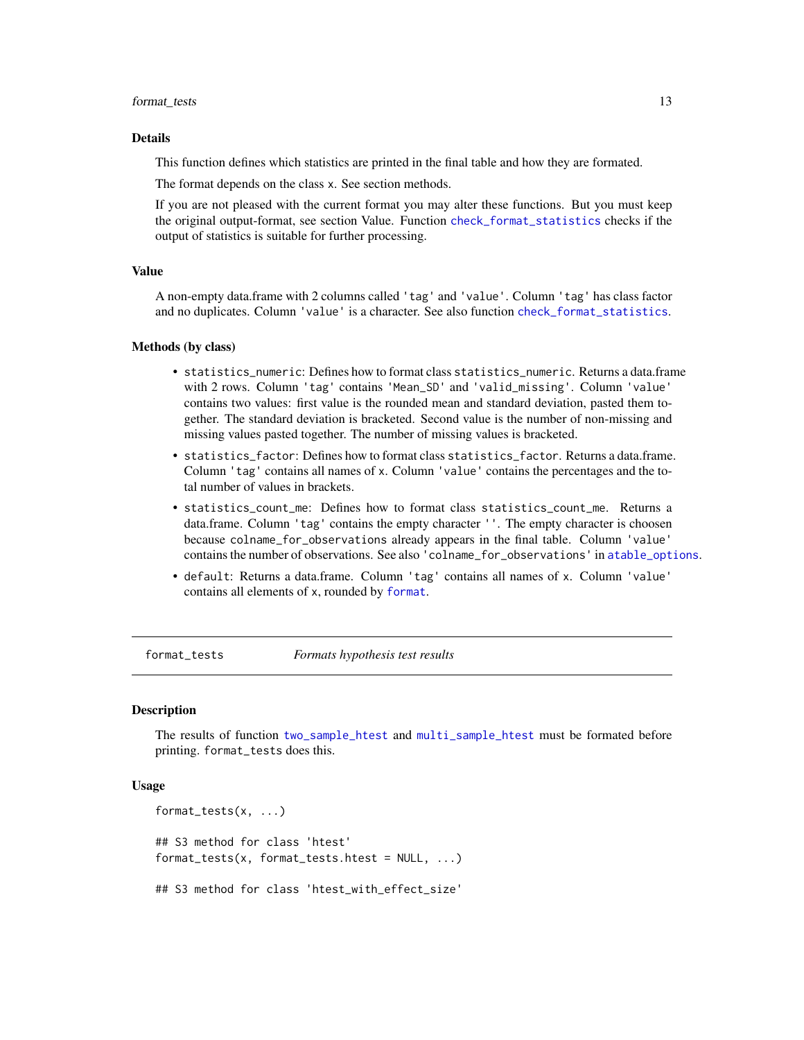### Details

This function defines which statistics are printed in the final table and how they are formated.

The format depends on the class `x`. See section methods.

If you are not pleased with the current format you may alter these functions. But you must keep the original output-format, see section Value. Function `check_format_statistics` checks if the output of statistics is suitable for further processing.

### Value

A non-empty data.frame with 2 columns called `'tag'` and `'value'`. Column `'tag'` has class factor and no duplicates. Column `'value'` is a character. See also function `check_format_statistics`.

### Methods (by class)

- `statistics_numeric`: Defines how to format class `statistics_numeric`. Returns a data.frame with 2 rows. Column `'tag'` contains `'Mean_SD'` and `'valid_missing'`. Column `'value'` contains two values: first value is the rounded mean and standard deviation, pasted them together. The standard deviation is bracketed. Second value is the number of non-missing and missing values pasted together. The number of missing values is bracketed.
- `statistics_factor`: Defines how to format class `statistics_factor`. Returns a data.frame. Column `'tag'` contains all names of `x`. Column `'value'` contains the percentages and the total number of values in brackets.
- `statistics_count_me`: Defines how to format class `statistics_count_me`. Returns a data.frame. Column `'tag'` contains the empty character `''`. The empty character is choosen because `colname_for_observations` already appears in the final table. Column `'value'` contains the number of observations. See also `'colname_for_observations'` in `atable_options`.
- `default`: Returns a data.frame. Column `'tag'` contains all names of `x`. Column `'value'` contains all elements of `x`, rounded by `format`.

---

## format_tests *Formats hypothesis test results*

---

### Description

The results of function `two_sample_htest` and `multi_sample_htest` must be formated before printing. `format_tests` does this.

### Usage

```
format_tests(x, ...)

## S3 method for class 'htest'
format_tests(x, format_tests.htest = NULL, ...)

## S3 method for class 'htest_with_effect_size'
```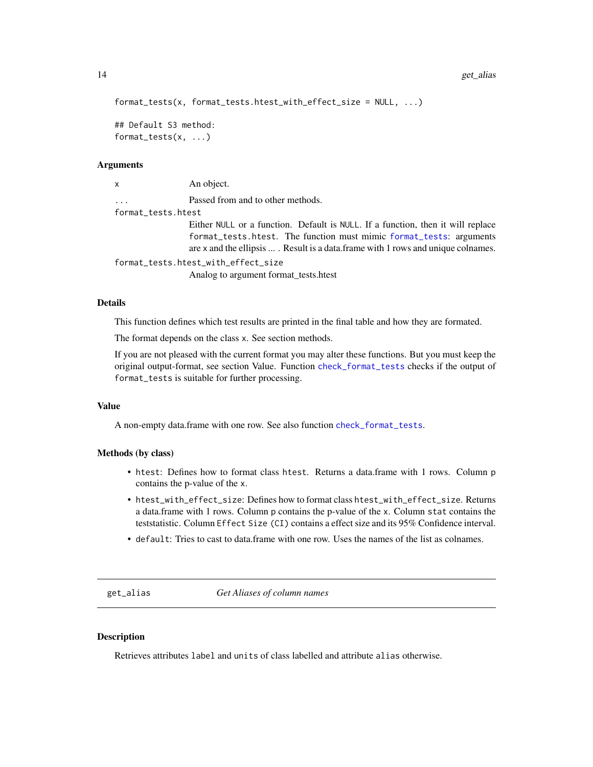```
format_tests(x, format_tests.htest_with_effect_size = NULL, ...)

## Default S3 method:
format_tests(x, ...)
```

### Arguments

- `x` — An object.
- `...` — Passed from and to other methods.
- `format_tests.htest` — Either `NULL` or a function. Default is `NULL`. If a function, then it will replace `format_tests.htest`. The function must mimic `format_tests`: arguments are `x` and the ellipsis ... . Result is a data.frame with 1 rows and unique colnames.
- `format_tests.htest_with_effect_size` — Analog to argument format_tests.htest

### Details

This function defines which test results are printed in the final table and how they are formated.

The format depends on the class `x`. See section methods.

If you are not pleased with the current format you may alter these functions. But you must keep the original output-format, see section Value. Function `check_format_tests` checks if the output of `format_tests` is suitable for further processing.

### Value

A non-empty data.frame with one row. See also function `check_format_tests`.

### Methods (by class)

- `htest`: Defines how to format class `htest`. Returns a data.frame with 1 rows. Column `p` contains the p-value of the `x`.
- `htest_with_effect_size`: Defines how to format class `htest_with_effect_size`. Returns a data.frame with 1 rows. Column `p` contains the p-value of the `x`. Column `stat` contains the teststatistic. Column `Effect Size (CI)` contains a effect size and its 95% Confidence interval.
- `default`: Tries to cast to data.frame with one row. Uses the names of the list as colnames.

---

## get_alias — *Get Aliases of column names*

---

### Description

Retrieves attributes `label` and `units` of class labelled and attribute `alias` otherwise.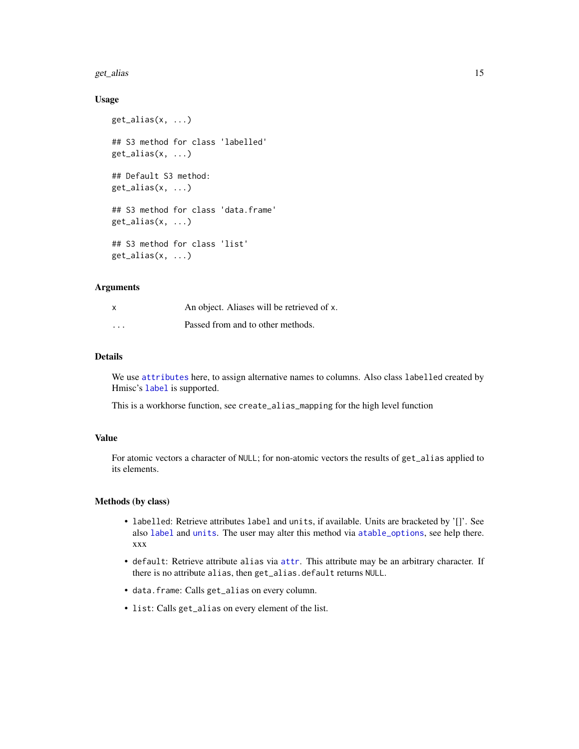### Usage

```
get_alias(x, ...)

## S3 method for class 'labelled'
get_alias(x, ...)

## Default S3 method:
get_alias(x, ...)

## S3 method for class 'data.frame'
get_alias(x, ...)

## S3 method for class 'list'
get_alias(x, ...)
```

### Arguments

| | |
|---|---|
| x | An object. Aliases will be retrieved of x. |
| ... | Passed from and to other methods. |

### Details

We use `attributes` here, to assign alternative names to columns. Also class `labelled` created by Hmisc's `label` is supported.

This is a workhorse function, see `create_alias_mapping` for the high level function

### Value

For atomic vectors a character of `NULL`; for non-atomic vectors the results of `get_alias` applied to its elements.

### Methods (by class)

- `labelled`: Retrieve attributes `label` and `units`, if available. Units are bracketed by '[]'. See also `label` and `units`. The user may alter this method via `atable_options`, see help there. xxx
- `default`: Retrieve attribute `alias` via `attr`. This attribute may be an arbitrary character. If there is no attribute `alias`, then `get_alias.default` returns `NULL`.
- `data.frame`: Calls `get_alias` on every column.
- `list`: Calls `get_alias` on every element of the list.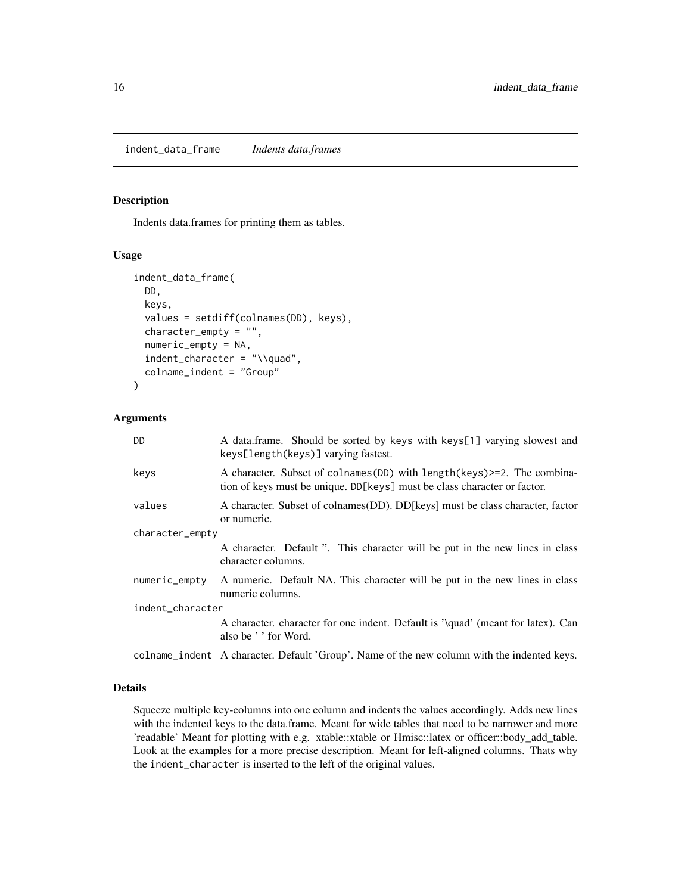## indent_data_frame *Indents data.frames*

### Description

Indents data.frames for printing them as tables.

### Usage

```
indent_data_frame(
  DD,
  keys,
  values = setdiff(colnames(DD), keys),
  character_empty = "",
  numeric_empty = NA,
  indent_character = "\\quad",
  colname_indent = "Group"
)
```

### Arguments

| | |
|---|---|
| `DD` | A data.frame. Should be sorted by keys with `keys[1]` varying slowest and `keys[length(keys)]` varying fastest. |
| `keys` | A character. Subset of `colnames(DD)` with `length(keys)>=2`. The combination of keys must be unique. `DD[keys]` must be class character or factor. |
| `values` | A character. Subset of colnames(DD). DD[keys] must be class character, factor or numeric. |
| `character_empty` | A character. Default ''. This character will be put in the new lines in class character columns. |
| `numeric_empty` | A numeric. Default NA. This character will be put in the new lines in class numeric columns. |
| `indent_character` | A character. character for one indent. Default is '\quad' (meant for latex). Can also be ' ' for Word. |
| `colname_indent` | A character. Default 'Group'. Name of the new column with the indented keys. |

### Details

Squeeze multiple key-columns into one column and indents the values accordingly. Adds new lines with the indented keys to the data.frame. Meant for wide tables that need to be narrower and more 'readable' Meant for plotting with e.g. xtable::xtable or Hmisc::latex or officer::body_add_table. Look at the examples for a more precise description. Meant for left-aligned columns. Thats why the `indent_character` is inserted to the left of the original values.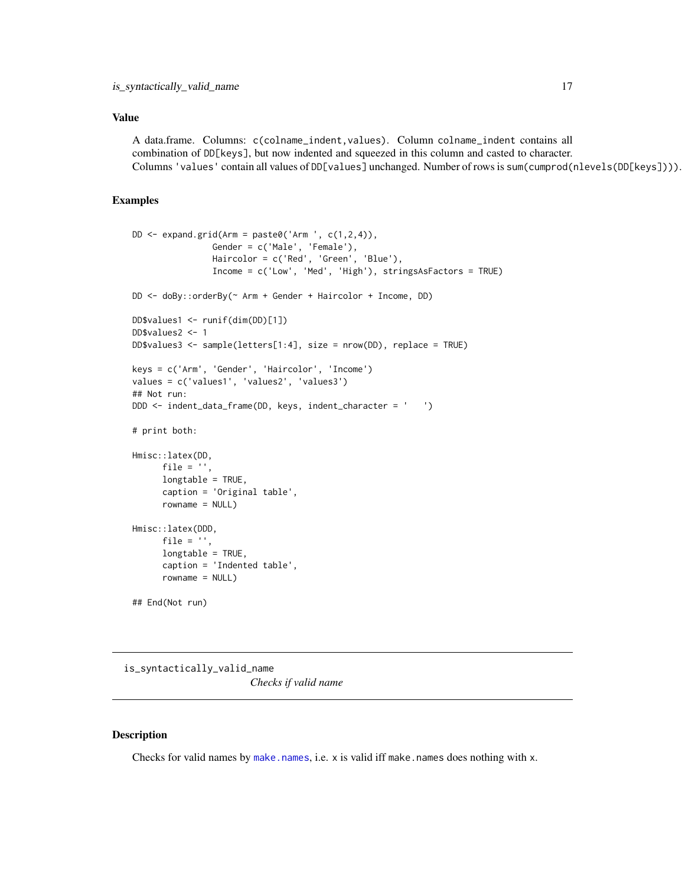## Value

A data.frame. Columns: `c(colname_indent,values)`. Column `colname_indent` contains all combination of `DD[keys]`, but now indented and squeezed in this column and casted to character. Columns `'values'` contain all values of `DD[values]` unchanged. Number of rows is `sum(cumprod(nlevels(DD[keys])))`.

## Examples

```
DD <- expand.grid(Arm = paste0('Arm ', c(1,2,4)),
                Gender = c('Male', 'Female'),
                Haircolor = c('Red', 'Green', 'Blue'),
                Income = c('Low', 'Med', 'High'), stringsAsFactors = TRUE)

DD <- doBy::orderBy(~ Arm + Gender + Haircolor + Income, DD)

DD$values1 <- runif(dim(DD)[1])
DD$values2 <- 1
DD$values3 <- sample(letters[1:4], size = nrow(DD), replace = TRUE)

keys = c('Arm', 'Gender', 'Haircolor', 'Income')
values = c('values1', 'values2', 'values3')
## Not run:
DDD <- indent_data_frame(DD, keys, indent_character = '    ')

# print both:

Hmisc::latex(DD,
      file = '',
      longtable = TRUE,
      caption = 'Original table',
      rowname = NULL)

Hmisc::latex(DDD,
      file = '',
      longtable = TRUE,
      caption = 'Indented table',
      rowname = NULL)

## End(Not run)
```

---

# is_syntactically_valid_name *Checks if valid name*

---

## Description

Checks for valid names by `make.names`, i.e. `x` is valid iff `make.names` does nothing with `x`.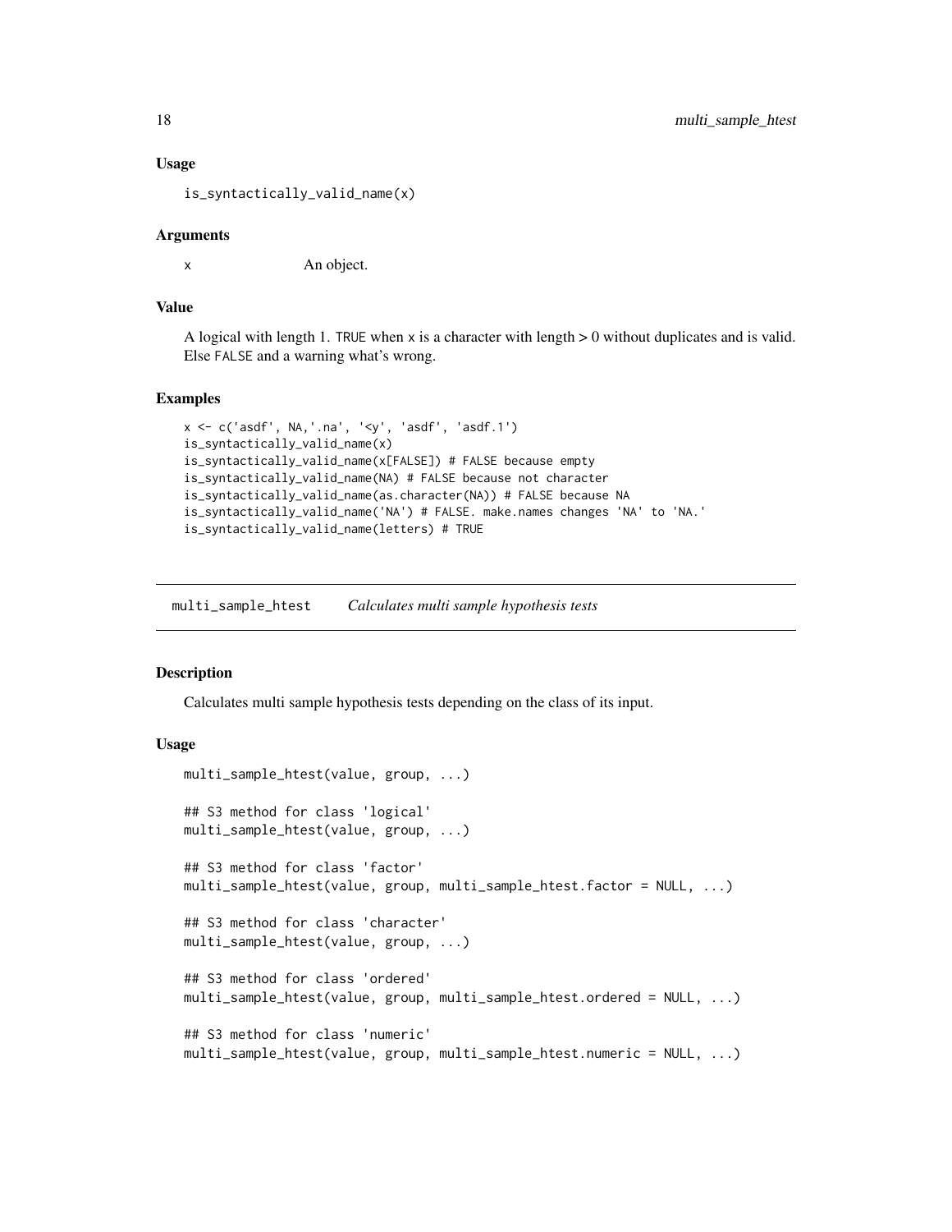### Usage

```
is_syntactically_valid_name(x)
```

### Arguments

x An object.

### Value

A logical with length 1. TRUE when x is a character with length > 0 without duplicates and is valid. Else FALSE and a warning what's wrong.

### Examples

```
x <- c('asdf', NA,'.na', '<y', 'asdf', 'asdf.1')
is_syntactically_valid_name(x)
is_syntactically_valid_name(x[FALSE]) # FALSE because empty
is_syntactically_valid_name(NA) # FALSE because not character
is_syntactically_valid_name(as.character(NA)) # FALSE because NA
is_syntactically_valid_name('NA') # FALSE. make.names changes 'NA' to 'NA.'
is_syntactically_valid_name(letters) # TRUE
```

---

## multi_sample_htest *Calculates multi sample hypothesis tests*

### Description

Calculates multi sample hypothesis tests depending on the class of its input.

### Usage

```
multi_sample_htest(value, group, ...)

## S3 method for class 'logical'
multi_sample_htest(value, group, ...)

## S3 method for class 'factor'
multi_sample_htest(value, group, multi_sample_htest.factor = NULL, ...)

## S3 method for class 'character'
multi_sample_htest(value, group, ...)

## S3 method for class 'ordered'
multi_sample_htest(value, group, multi_sample_htest.ordered = NULL, ...)

## S3 method for class 'numeric'
multi_sample_htest(value, group, multi_sample_htest.numeric = NULL, ...)
```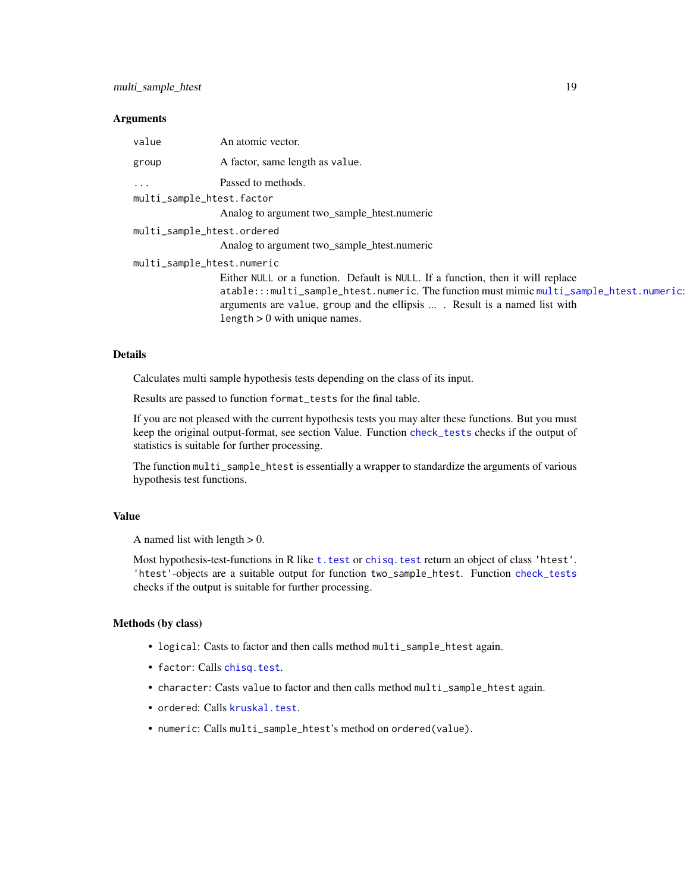### Arguments

| | |
|---|---|
| `value` | An atomic vector. |
| `group` | A factor, same length as `value`. |
| `...` | Passed to methods. |
| `multi_sample_htest.factor` | Analog to argument two_sample_htest.numeric |
| `multi_sample_htest.ordered` | Analog to argument two_sample_htest.numeric |
| `multi_sample_htest.numeric` | Either `NULL` or a function. Default is `NULL`. If a function, then it will replace `atable:::multi_sample_htest.numeric`. The function must mimic `multi_sample_htest.numeric`: arguments are `value`, `group` and the ellipsis ... . Result is a named list with `length` > 0 with unique names. |

### Details

Calculates multi sample hypothesis tests depending on the class of its input.

Results are passed to function `format_tests` for the final table.

If you are not pleased with the current hypothesis tests you may alter these functions. But you must keep the original output-format, see section Value. Function `check_tests` checks if the output of statistics is suitable for further processing.

The function `multi_sample_htest` is essentially a wrapper to standardize the arguments of various hypothesis test functions.

### Value

A named list with length > 0.

Most hypothesis-test-functions in R like `t.test` or `chisq.test` return an object of class `'htest'`. `'htest'`-objects are a suitable output for function `two_sample_htest`. Function `check_tests` checks if the output is suitable for further processing.

### Methods (by class)

- `logical`: Casts to factor and then calls method `multi_sample_htest` again.
- `factor`: Calls `chisq.test`.
- `character`: Casts `value` to factor and then calls method `multi_sample_htest` again.
- `ordered`: Calls `kruskal.test`.
- `numeric`: Calls `multi_sample_htest`'s method on `ordered(value)`.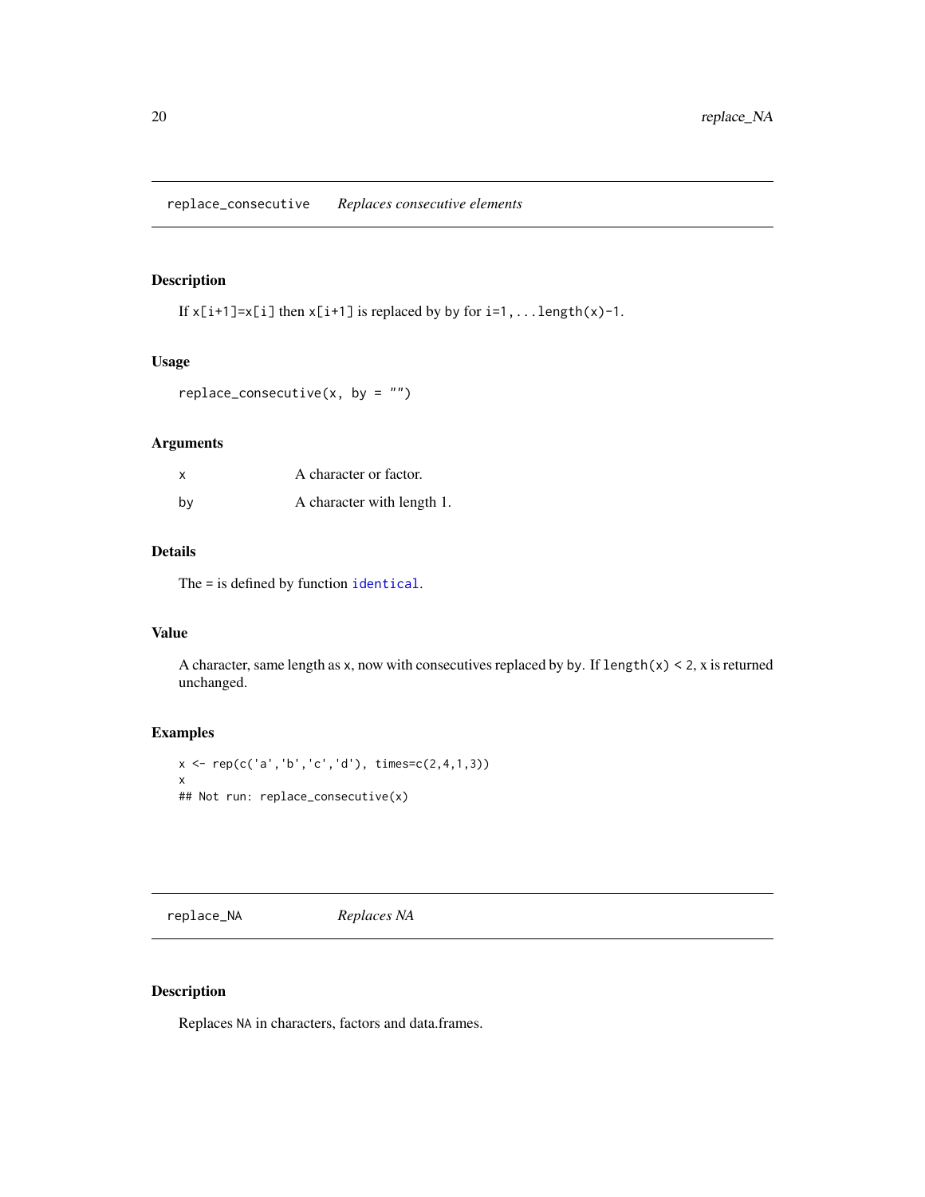## replace_consecutive *Replaces consecutive elements*

### Description

If `x[i+1]=x[i]` then `x[i+1]` is replaced by `by` for `i=1,...length(x)-1`.

### Usage

```
replace_consecutive(x, by = "")
```

### Arguments

| | |
|---|---|
| x | A character or factor. |
| by | A character with length 1. |

### Details

The = is defined by function `identical`.

### Value

A character, same length as x, now with consecutives replaced by by. If `length(x) < 2`, x is returned unchanged.

### Examples

```
x <- rep(c('a','b','c','d'), times=c(2,4,1,3))
x
## Not run: replace_consecutive(x)
```

## replace_NA *Replaces NA*

### Description

Replaces NA in characters, factors and data.frames.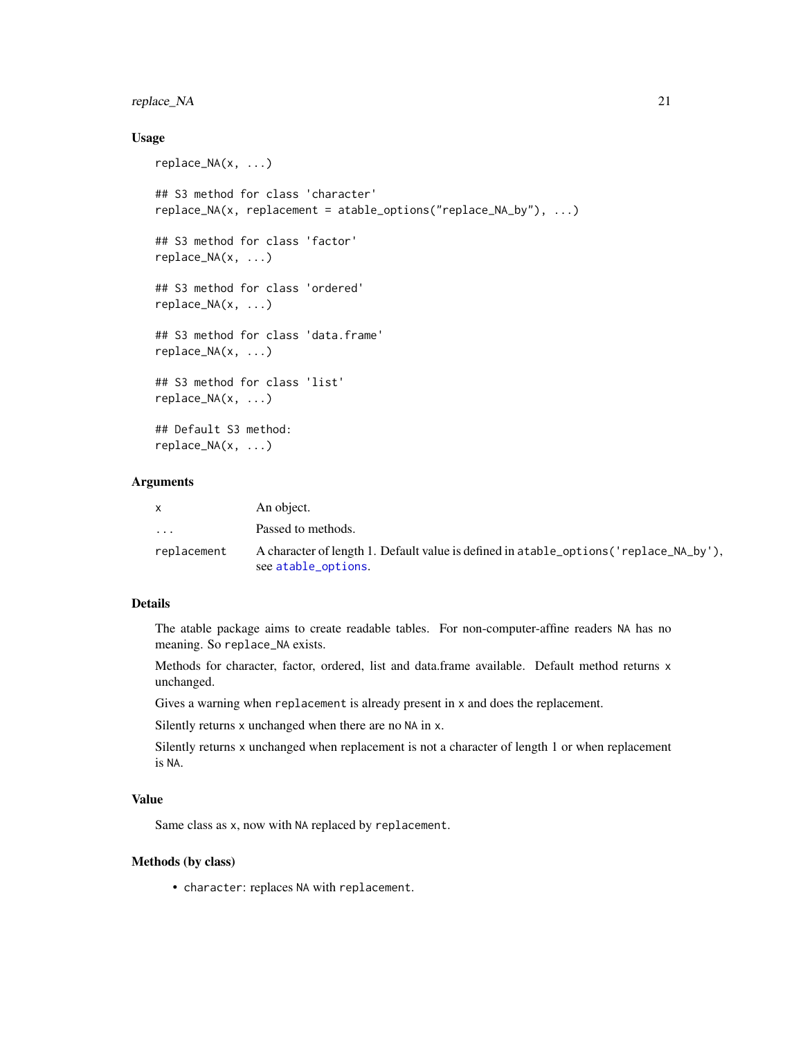### Usage

```
replace_NA(x, ...)

## S3 method for class 'character'
replace_NA(x, replacement = atable_options("replace_NA_by"), ...)

## S3 method for class 'factor'
replace_NA(x, ...)

## S3 method for class 'ordered'
replace_NA(x, ...)

## S3 method for class 'data.frame'
replace_NA(x, ...)

## S3 method for class 'list'
replace_NA(x, ...)

## Default S3 method:
replace_NA(x, ...)
```

### Arguments

| | |
|---|---|
| `x` | An object. |
| `...` | Passed to methods. |
| `replacement` | A character of length 1. Default value is defined in `atable_options('replace_NA_by')`, see `atable_options`. |

### Details

The atable package aims to create readable tables. For non-computer-affine readers `NA` has no meaning. So `replace_NA` exists.

Methods for character, factor, ordered, list and data.frame available. Default method returns `x` unchanged.

Gives a warning when `replacement` is already present in `x` and does the replacement.

Silently returns `x` unchanged when there are no `NA` in `x`.

Silently returns `x` unchanged when replacement is not a character of length 1 or when replacement is `NA`.

### Value

Same class as `x`, now with `NA` replaced by `replacement`.

### Methods (by class)

- `character`: replaces `NA` with `replacement`.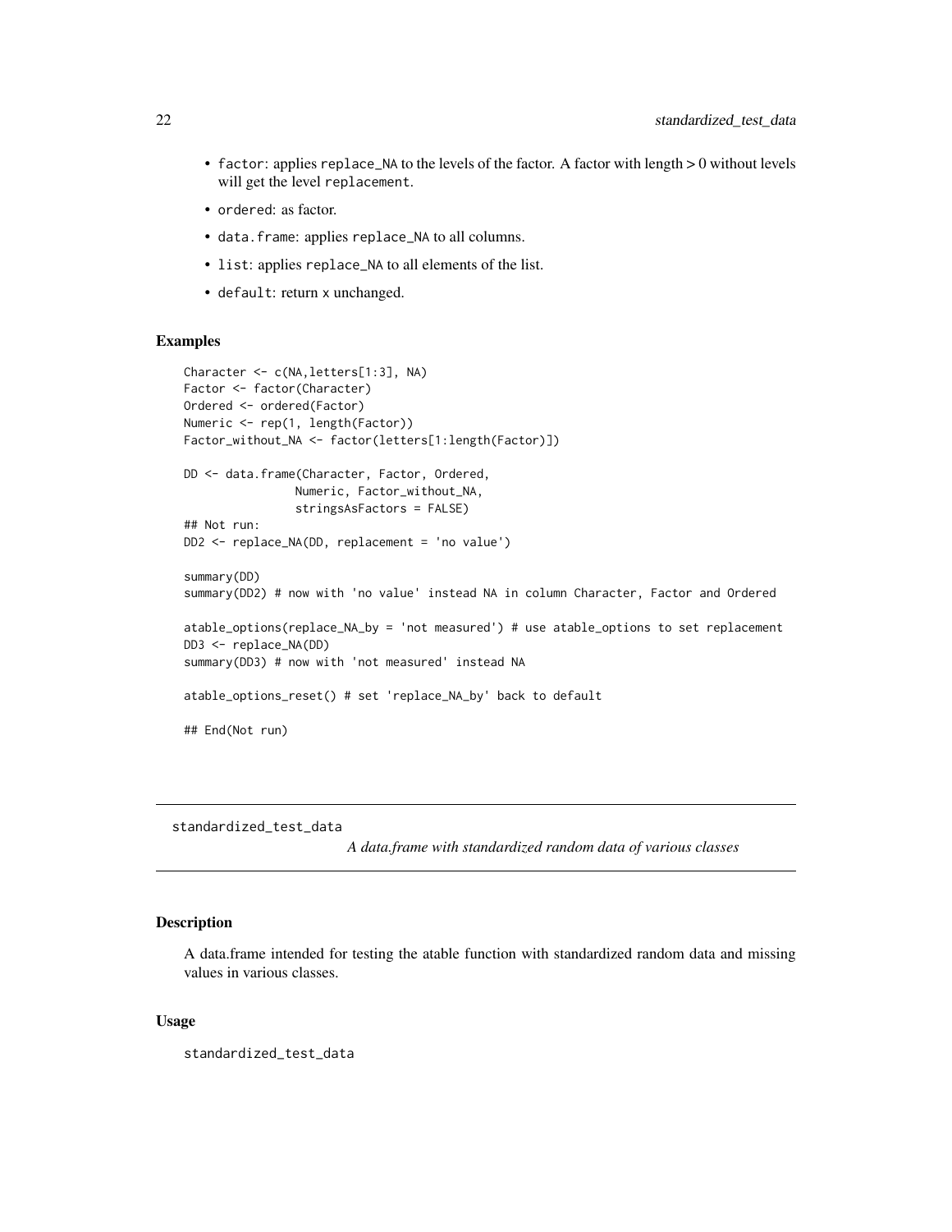- `factor`: applies `replace_NA` to the levels of the factor. A factor with length > 0 without levels will get the level `replacement`.
- `ordered`: as factor.
- `data.frame`: applies `replace_NA` to all columns.
- `list`: applies `replace_NA` to all elements of the list.
- `default`: return x unchanged.

### Examples

```
Character <- c(NA,letters[1:3], NA)
Factor <- factor(Character)
Ordered <- ordered(Factor)
Numeric <- rep(1, length(Factor))
Factor_without_NA <- factor(letters[1:length(Factor)])

DD <- data.frame(Character, Factor, Ordered,
                 Numeric, Factor_without_NA,
                 stringsAsFactors = FALSE)
## Not run:
DD2 <- replace_NA(DD, replacement = 'no value')

summary(DD)
summary(DD2) # now with 'no value' instead NA in column Character, Factor and Ordered

atable_options(replace_NA_by = 'not measured') # use atable_options to set replacement
DD3 <- replace_NA(DD)
summary(DD3) # now with 'not measured' instead NA

atable_options_reset() # set 'replace_NA_by' back to default

## End(Not run)
```

---

## standardized_test_data

*A data.frame with standardized random data of various classes*

---

### Description

A data.frame intended for testing the atable function with standardized random data and missing values in various classes.

### Usage

```
standardized_test_data
```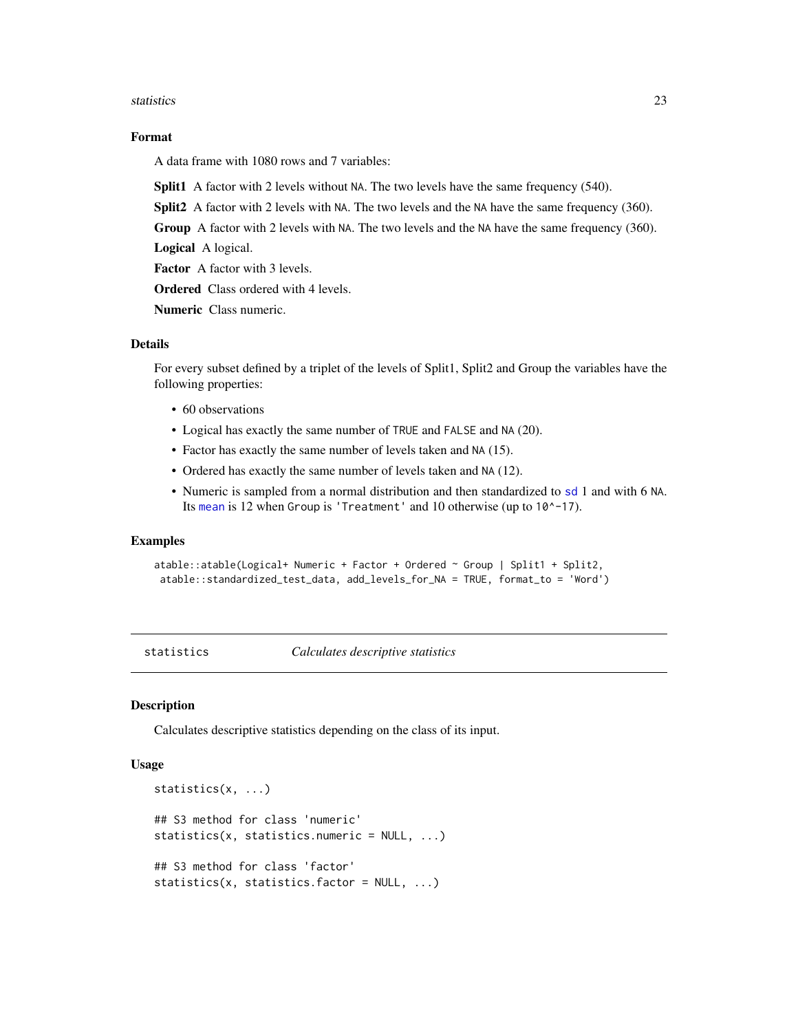### Format

A data frame with 1080 rows and 7 variables:

**Split1** A factor with 2 levels without NA. The two levels have the same frequency (540).

**Split2** A factor with 2 levels with NA. The two levels and the NA have the same frequency (360).

**Group** A factor with 2 levels with NA. The two levels and the NA have the same frequency (360).

**Logical** A logical.

**Factor** A factor with 3 levels.

**Ordered** Class ordered with 4 levels.

**Numeric** Class numeric.

### Details

For every subset defined by a triplet of the levels of Split1, Split2 and Group the variables have the following properties:

- 60 observations
- Logical has exactly the same number of TRUE and FALSE and NA (20).
- Factor has exactly the same number of levels taken and NA (15).
- Ordered has exactly the same number of levels taken and NA (12).
- Numeric is sampled from a normal distribution and then standardized to sd 1 and with 6 NA. Its mean is 12 when Group is 'Treatment' and 10 otherwise (up to 10^-17).

### Examples

```
atable::atable(Logical+ Numeric + Factor + Ordered ~ Group | Split1 + Split2,
 atable::standardized_test_data, add_levels_for_NA = TRUE, format_to = 'Word')
```

---

## statistics — *Calculates descriptive statistics*

### Description

Calculates descriptive statistics depending on the class of its input.

### Usage

```
statistics(x, ...)

## S3 method for class 'numeric'
statistics(x, statistics.numeric = NULL, ...)

## S3 method for class 'factor'
statistics(x, statistics.factor = NULL, ...)
```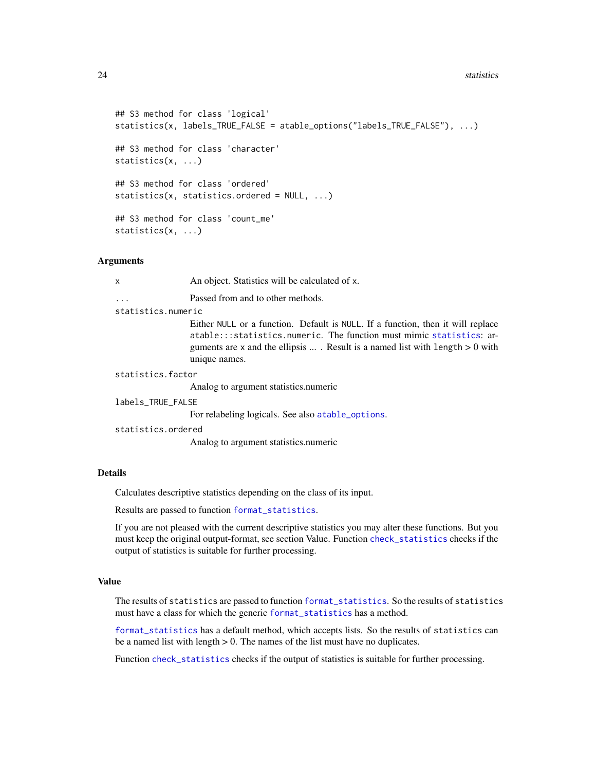```
## S3 method for class 'logical'
statistics(x, labels_TRUE_FALSE = atable_options("labels_TRUE_FALSE"), ...)

## S3 method for class 'character'
statistics(x, ...)

## S3 method for class 'ordered'
statistics(x, statistics.ordered = NULL, ...)

## S3 method for class 'count_me'
statistics(x, ...)
```

## Arguments

`x` An object. Statistics will be calculated of `x`.

`...` Passed from and to other methods.

`statistics.numeric`
Either `NULL` or a function. Default is `NULL`. If a function, then it will replace `atable:::statistics.numeric`. The function must mimic `statistics`: arguments are `x` and the ellipsis ... . Result is a named list with `length` > 0 with unique names.

`statistics.factor`
Analog to argument statistics.numeric

`labels_TRUE_FALSE`
For relabeling logicals. See also `atable_options`.

`statistics.ordered`
Analog to argument statistics.numeric

## Details

Calculates descriptive statistics depending on the class of its input.

Results are passed to function `format_statistics`.

If you are not pleased with the current descriptive statistics you may alter these functions. But you must keep the original output-format, see section Value. Function `check_statistics` checks if the output of statistics is suitable for further processing.

## Value

The results of `statistics` are passed to function `format_statistics`. So the results of `statistics` must have a class for which the generic `format_statistics` has a method.

`format_statistics` has a default method, which accepts lists. So the results of `statistics` can be a named list with length > 0. The names of the list must have no duplicates.

Function `check_statistics` checks if the output of statistics is suitable for further processing.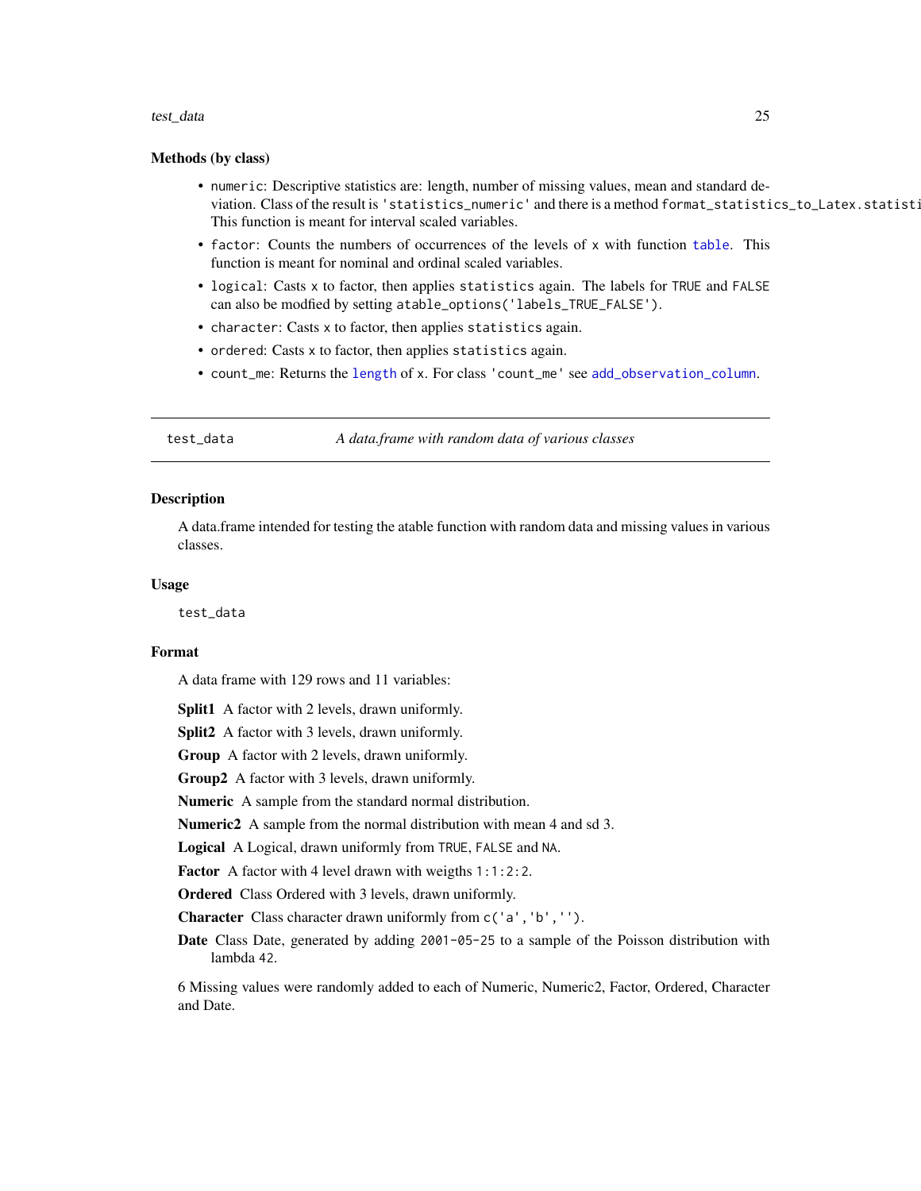### Methods (by class)

- `numeric`: Descriptive statistics are: length, number of missing values, mean and standard deviation. Class of the result is `'statistics_numeric'` and there is a method `format_statistics_to_Latex.statisti` This function is meant for interval scaled variables.
- `factor`: Counts the numbers of occurrences of the levels of `x` with function `table`. This function is meant for nominal and ordinal scaled variables.
- `logical`: Casts `x` to factor, then applies `statistics` again. The labels for `TRUE` and `FALSE` can also be modfied by setting `atable_options('labels_TRUE_FALSE')`.
- `character`: Casts `x` to factor, then applies `statistics` again.
- `ordered`: Casts `x` to factor, then applies `statistics` again.
- `count_me`: Returns the `length` of `x`. For class `'count_me'` see `add_observation_column`.

---

`test_data` *A data.frame with random data of various classes*

---

### Description

A data.frame intended for testing the atable function with random data and missing values in various classes.

### Usage

```
test_data
```

### Format

A data frame with 129 rows and 11 variables:

**Split1** A factor with 2 levels, drawn uniformly.

**Split2** A factor with 3 levels, drawn uniformly.

**Group** A factor with 2 levels, drawn uniformly.

**Group2** A factor with 3 levels, drawn uniformly.

**Numeric** A sample from the standard normal distribution.

**Numeric2** A sample from the normal distribution with mean 4 and sd 3.

**Logical** A Logical, drawn uniformly from `TRUE`, `FALSE` and `NA`.

**Factor** A factor with 4 level drawn with weigths `1:1:2:2`.

**Ordered** Class Ordered with 3 levels, drawn uniformly.

**Character** Class character drawn uniformly from `c('a','b','')`.

**Date** Class Date, generated by adding `2001-05-25` to a sample of the Poisson distribution with lambda `42`.

6 Missing values were randomly added to each of Numeric, Numeric2, Factor, Ordered, Character and Date.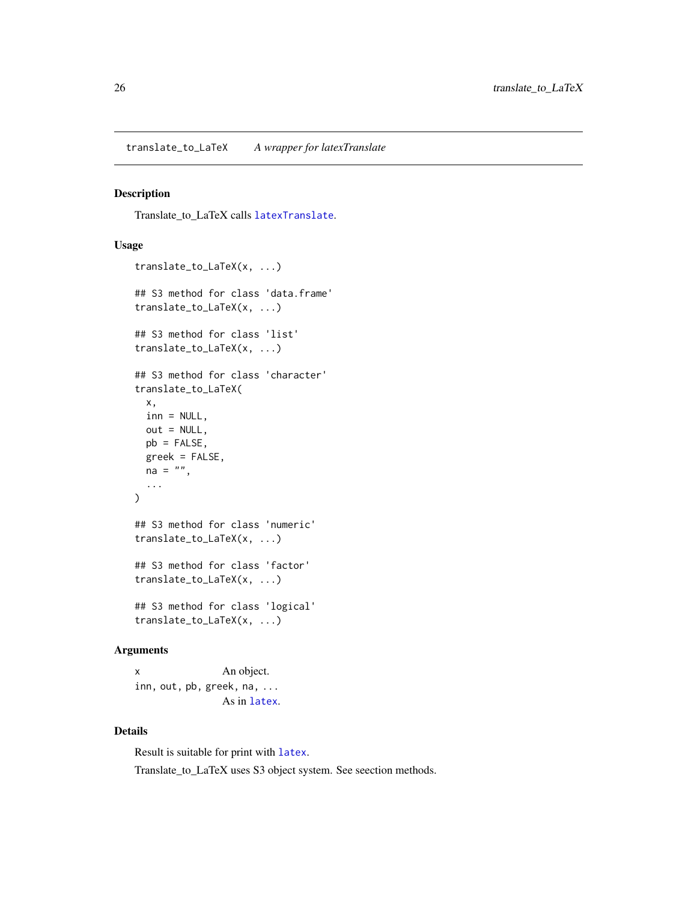## translate_to_LaTeX — *A wrapper for latexTranslate*

### Description

Translate_to_LaTeX calls `latexTranslate`.

### Usage

```
translate_to_LaTeX(x, ...)

## S3 method for class 'data.frame'
translate_to_LaTeX(x, ...)

## S3 method for class 'list'
translate_to_LaTeX(x, ...)

## S3 method for class 'character'
translate_to_LaTeX(
  x,
  inn = NULL,
  out = NULL,
  pb = FALSE,
  greek = FALSE,
  na = "",
  ...
)

## S3 method for class 'numeric'
translate_to_LaTeX(x, ...)

## S3 method for class 'factor'
translate_to_LaTeX(x, ...)

## S3 method for class 'logical'
translate_to_LaTeX(x, ...)
```

### Arguments

| | |
|---|---|
| `x` | An object. |
| `inn, out, pb, greek, na, ...` | As in `latex`. |

### Details

Result is suitable for print with `latex`.

Translate_to_LaTeX uses S3 object system. See seection methods.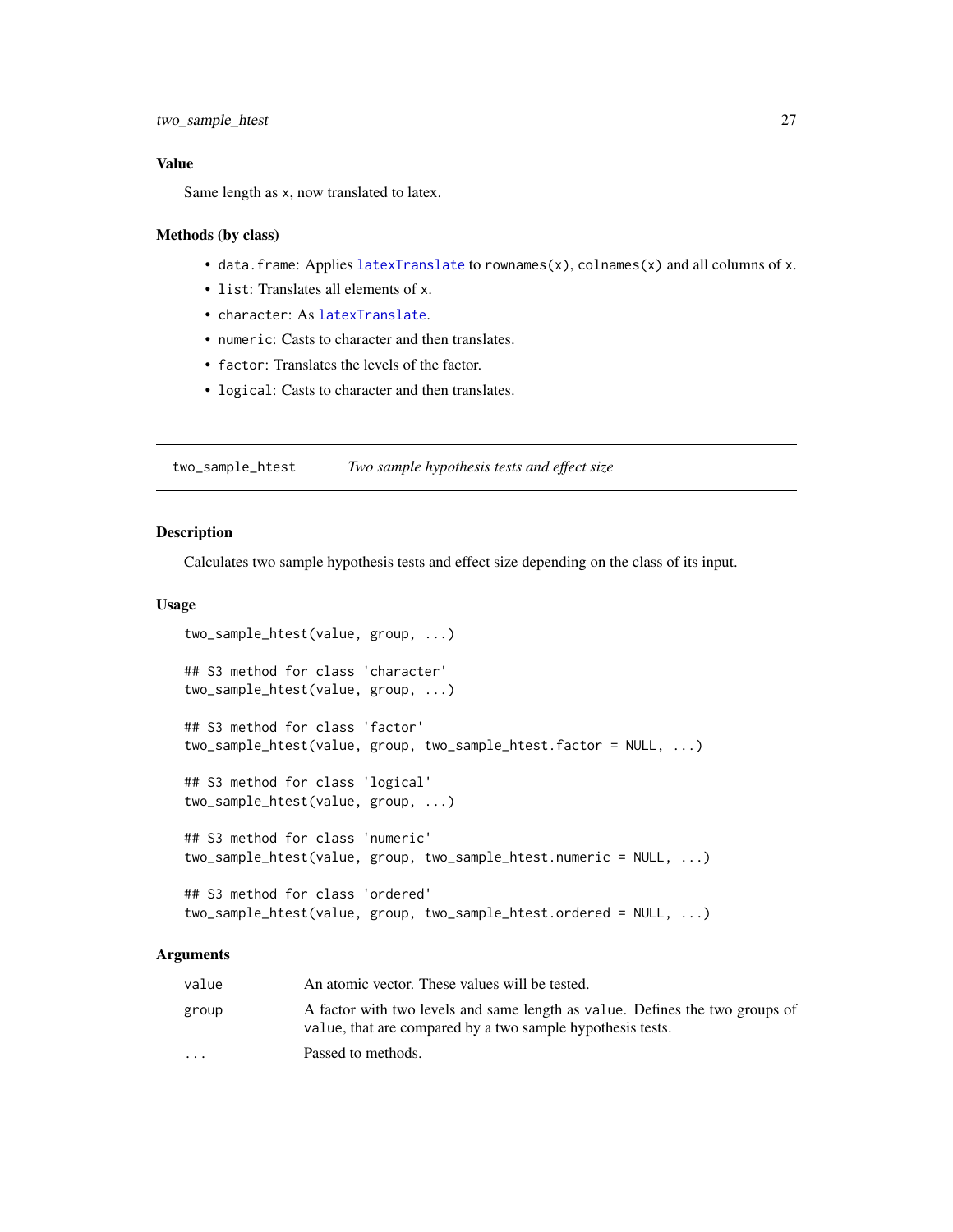### Value

Same length as x, now translated to latex.

### Methods (by class)

- `data.frame`: Applies `latexTranslate` to `rownames(x)`, `colnames(x)` and all columns of `x`.
- `list`: Translates all elements of `x`.
- `character`: As `latexTranslate`.
- `numeric`: Casts to character and then translates.
- `factor`: Translates the levels of the factor.
- `logical`: Casts to character and then translates.

---

## two_sample_htest — *Two sample hypothesis tests and effect size*

---

### Description

Calculates two sample hypothesis tests and effect size depending on the class of its input.

### Usage

```
two_sample_htest(value, group, ...)

## S3 method for class 'character'
two_sample_htest(value, group, ...)

## S3 method for class 'factor'
two_sample_htest(value, group, two_sample_htest.factor = NULL, ...)

## S3 method for class 'logical'
two_sample_htest(value, group, ...)

## S3 method for class 'numeric'
two_sample_htest(value, group, two_sample_htest.numeric = NULL, ...)

## S3 method for class 'ordered'
two_sample_htest(value, group, two_sample_htest.ordered = NULL, ...)
```

### Arguments

| | |
|---|---|
| `value` | An atomic vector. These values will be tested. |
| `group` | A factor with two levels and same length as `value`. Defines the two groups of `value`, that are compared by a two sample hypothesis tests. |
| `...` | Passed to methods. |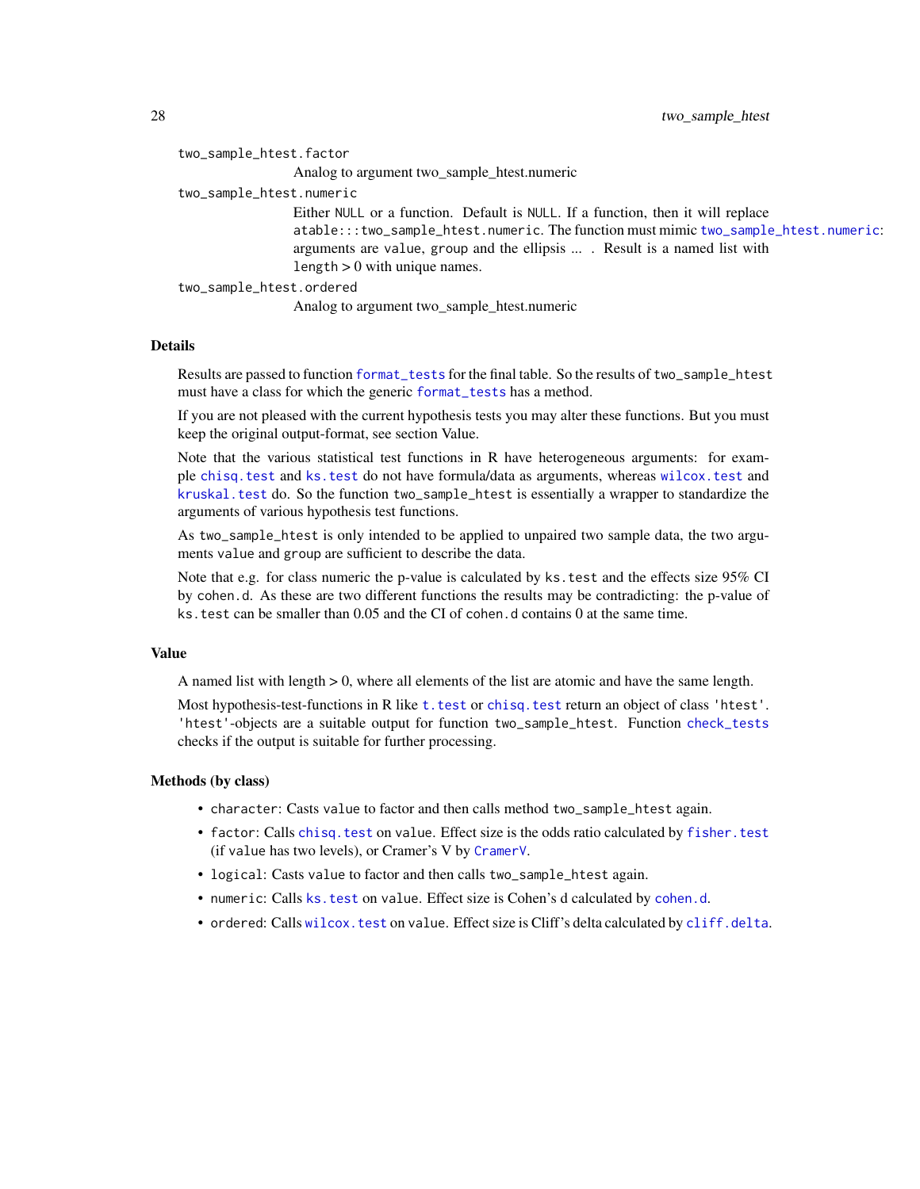`two_sample_htest.factor`
: Analog to argument two_sample_htest.numeric

`two_sample_htest.numeric`
: Either `NULL` or a function. Default is `NULL`. If a function, then it will replace `atable:::two_sample_htest.numeric`. The function must mimic two_sample_htest.numeric: arguments are `value`, `group` and the ellipsis ... . Result is a named list with `length` > 0 with unique names.

`two_sample_htest.ordered`
: Analog to argument two_sample_htest.numeric

## Details

Results are passed to function format_tests for the final table. So the results of `two_sample_htest` must have a class for which the generic format_tests has a method.

If you are not pleased with the current hypothesis tests you may alter these functions. But you must keep the original output-format, see section Value.

Note that the various statistical test functions in R have heterogeneous arguments: for example chisq.test and ks.test do not have formula/data as arguments, whereas wilcox.test and kruskal.test do. So the function `two_sample_htest` is essentially a wrapper to standardize the arguments of various hypothesis test functions.

As `two_sample_htest` is only intended to be applied to unpaired two sample data, the two arguments `value` and `group` are sufficient to describe the data.

Note that e.g. for class numeric the p-value is calculated by `ks.test` and the effects size 95% CI by `cohen.d`. As these are two different functions the results may be contradicting: the p-value of `ks.test` can be smaller than 0.05 and the CI of `cohen.d` contains 0 at the same time.

## Value

A named list with length > 0, where all elements of the list are atomic and have the same length.

Most hypothesis-test-functions in R like t.test or chisq.test return an object of class `'htest'`. `'htest'`-objects are a suitable output for function `two_sample_htest`. Function check_tests checks if the output is suitable for further processing.

## Methods (by class)

- `character`: Casts `value` to factor and then calls method `two_sample_htest` again.
- `factor`: Calls chisq.test on `value`. Effect size is the odds ratio calculated by fisher.test (if `value` has two levels), or Cramer's V by CramerV.
- `logical`: Casts `value` to factor and then calls `two_sample_htest` again.
- `numeric`: Calls ks.test on `value`. Effect size is Cohen's d calculated by cohen.d.
- `ordered`: Calls wilcox.test on `value`. Effect size is Cliff's delta calculated by cliff.delta.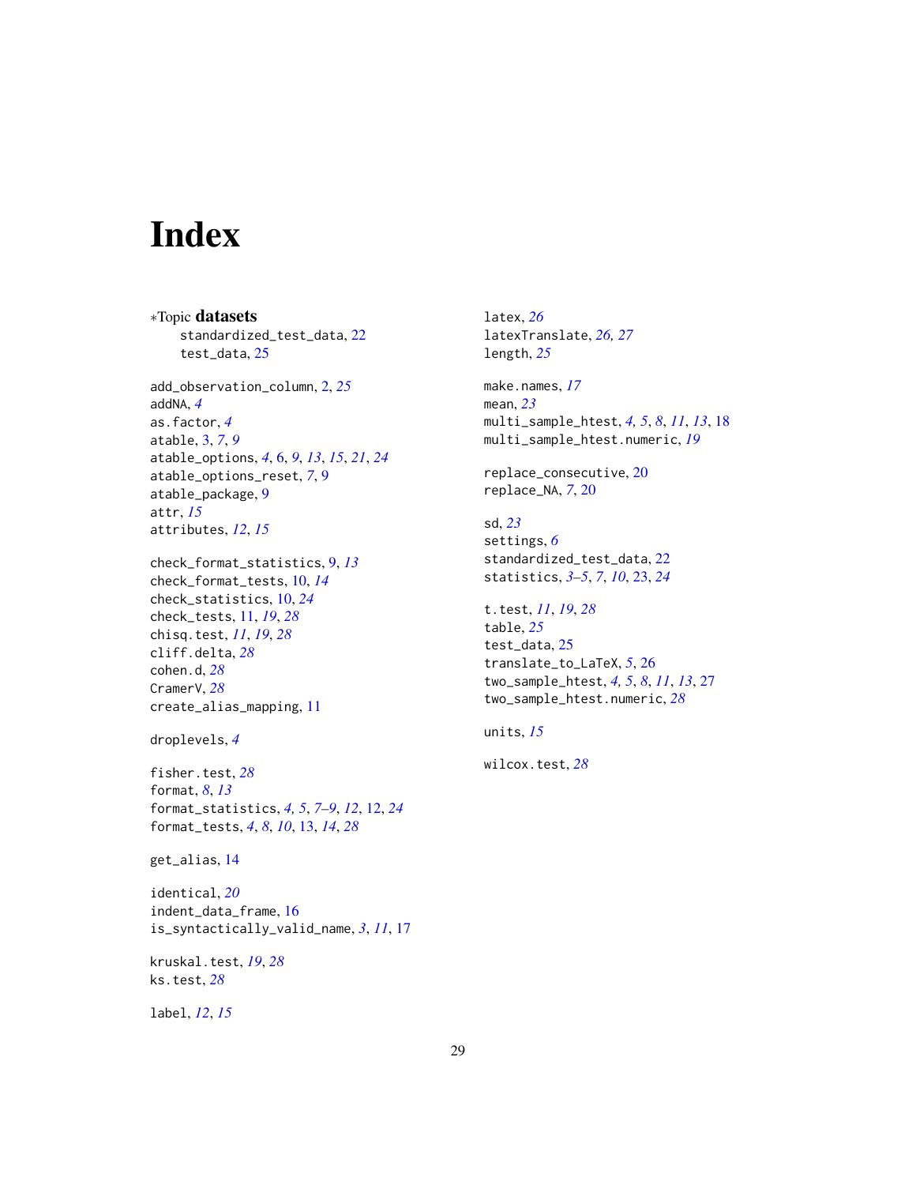# Index

∗Topic **datasets**
- standardized_test_data, 22
- test_data, 25

add_observation_column, 2, *25*
addNA, *4*
as.factor, *4*
atable, 3, *7*, *9*
atable_options, *4*, 6, *9*, *13*, *15*, *21*, *24*
atable_options_reset, *7*, 9
atable_package, 9
attr, *15*
attributes, *12*, *15*

check_format_statistics, 9, *13*
check_format_tests, 10, *14*
check_statistics, 10, *24*
check_tests, 11, *19*, *28*
chisq.test, *11*, *19*, *28*
cliff.delta, *28*
cohen.d, *28*
CramerV, *28*
create_alias_mapping, 11

droplevels, *4*

fisher.test, *28*
format, *8*, *13*
format_statistics, *4, 5*, *7–9*, *12*, 12, *24*
format_tests, *4*, *8*, *10*, 13, *14*, *28*

get_alias, 14

identical, *20*
indent_data_frame, 16
is_syntactically_valid_name, *3*, *11*, 17

kruskal.test, *19*, *28*
ks.test, *28*

label, *12*, *15*
latex, *26*
latexTranslate, *26, 27*
length, *25*

make.names, *17*
mean, *23*
multi_sample_htest, *4, 5*, *8*, *11*, *13*, 18
multi_sample_htest.numeric, *19*

replace_consecutive, 20
replace_NA, *7*, 20

sd, *23*
settings, *6*
standardized_test_data, 22
statistics, *3–5*, *7*, *10*, 23, *24*

t.test, *11*, *19*, *28*
table, *25*
test_data, 25
translate_to_LaTeX, *5*, 26
two_sample_htest, *4, 5*, *8*, *11*, *13*, 27
two_sample_htest.numeric, *28*

units, *15*

wilcox.test, *28*